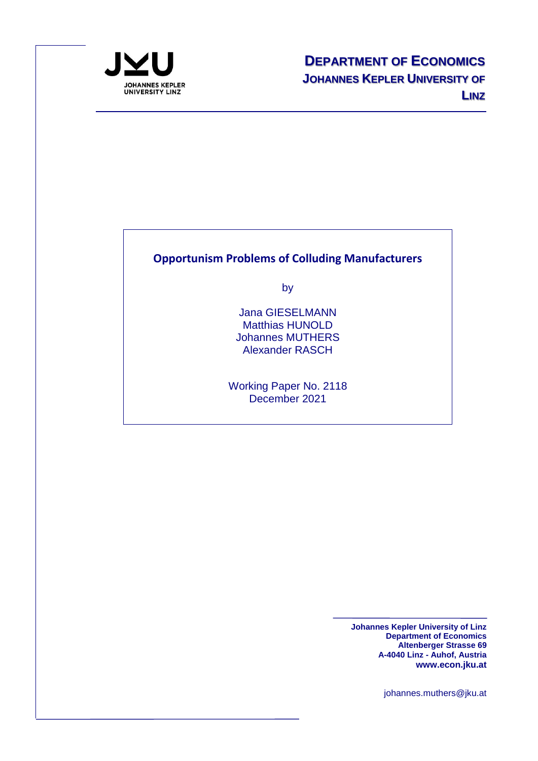JOHANNES KEPLER UNIVERSITY LINZ

**DEPARTMENT OF ECONOMICS**
**JOHANNES KEPLER UNIVERSITY OF LINZ**

# Opportunism Problems of Colluding Manufacturers

by

Jana GIESELMANN
Matthias HUNOLD
Johannes MUTHERS
Alexander RASCH

Working Paper No. 2118
December 2021

**Johannes Kepler University of Linz**
**Department of Economics**
**Altenberger Strasse 69**
**A-4040 Linz - Auhof, Austria**
**www.econ.jku.at**

johannes.muthers@jku.at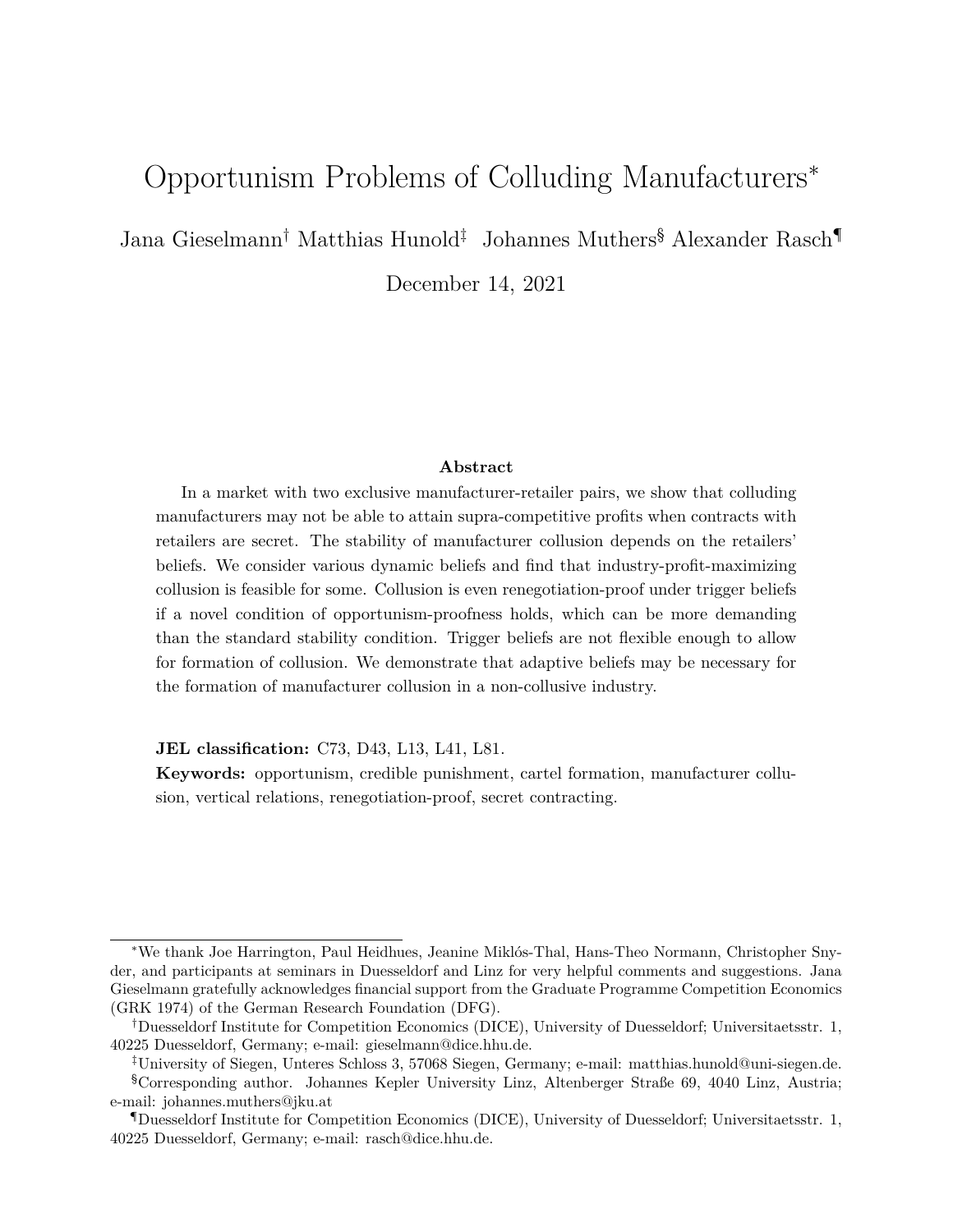# Opportunism Problems of Colluding Manufacturers*

Jana Gieselmann[†] Matthias Hunold[‡] Johannes Muthers[§] Alexander Rasch[¶]

December 14, 2021

**Abstract**

In a market with two exclusive manufacturer-retailer pairs, we show that colluding manufacturers may not be able to attain supra-competitive profits when contracts with retailers are secret. The stability of manufacturer collusion depends on the retailers' beliefs. We consider various dynamic beliefs and find that industry-profit-maximizing collusion is feasible for some. Collusion is even renegotiation-proof under trigger beliefs if a novel condition of opportunism-proofness holds, which can be more demanding than the standard stability condition. Trigger beliefs are not flexible enough to allow for formation of collusion. We demonstrate that adaptive beliefs may be necessary for the formation of manufacturer collusion in a non-collusive industry.

**JEL classification:** C73, D43, L13, L41, L81.

**Keywords:** opportunism, credible punishment, cartel formation, manufacturer collusion, vertical relations, renegotiation-proof, secret contracting.

---

*We thank Joe Harrington, Paul Heidhues, Jeanine Miklós-Thal, Hans-Theo Normann, Christopher Snyder, and participants at seminars in Duesseldorf and Linz for very helpful comments and suggestions. Jana Gieselmann gratefully acknowledges financial support from the Graduate Programme Competition Economics (GRK 1974) of the German Research Foundation (DFG).

[†]Duesseldorf Institute for Competition Economics (DICE), University of Duesseldorf; Universitaetsstr. 1, 40225 Duesseldorf, Germany; e-mail: gieselmann@dice.hhu.de.

[‡]University of Siegen, Unteres Schloss 3, 57068 Siegen, Germany; e-mail: matthias.hunold@uni-siegen.de.

[§]Corresponding author. Johannes Kepler University Linz, Altenberger Straße 69, 4040 Linz, Austria; e-mail: johannes.muthers@jku.at

[¶]Duesseldorf Institute for Competition Economics (DICE), University of Duesseldorf; Universitaetsstr. 1, 40225 Duesseldorf, Germany; e-mail: rasch@dice.hhu.de.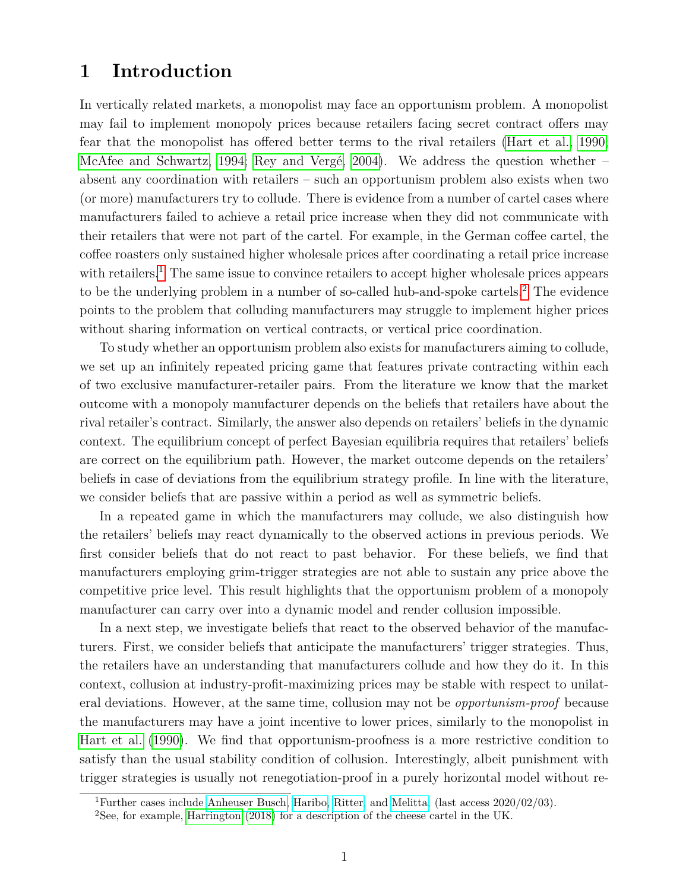# 1 Introduction

In vertically related markets, a monopolist may face an opportunism problem. A monopolist may fail to implement monopoly prices because retailers facing secret contract offers may fear that the monopolist has offered better terms to the rival retailers (Hart et al., 1990; McAfee and Schwartz, 1994; Rey and Vergé, 2004). We address the question whether – absent any coordination with retailers – such an opportunism problem also exists when two (or more) manufacturers try to collude. There is evidence from a number of cartel cases where manufacturers failed to achieve a retail price increase when they did not communicate with their retailers that were not part of the cartel. For example, in the German coffee cartel, the coffee roasters only sustained higher wholesale prices after coordinating a retail price increase with retailers.[1] The same issue to convince retailers to accept higher wholesale prices appears to be the underlying problem in a number of so-called hub-and-spoke cartels.[2] The evidence points to the problem that colluding manufacturers may struggle to implement higher prices without sharing information on vertical contracts, or vertical price coordination.

To study whether an opportunism problem also exists for manufacturers aiming to collude, we set up an infinitely repeated pricing game that features private contracting within each of two exclusive manufacturer-retailer pairs. From the literature we know that the market outcome with a monopoly manufacturer depends on the beliefs that retailers have about the rival retailer's contract. Similarly, the answer also depends on retailers' beliefs in the dynamic context. The equilibrium concept of perfect Bayesian equilibria requires that retailers' beliefs are correct on the equilibrium path. However, the market outcome depends on the retailers' beliefs in case of deviations from the equilibrium strategy profile. In line with the literature, we consider beliefs that are passive within a period as well as symmetric beliefs.

In a repeated game in which the manufacturers may collude, we also distinguish how the retailers' beliefs may react dynamically to the observed actions in previous periods. We first consider beliefs that do not react to past behavior. For these beliefs, we find that manufacturers employing grim-trigger strategies are not able to sustain any price above the competitive price level. This result highlights that the opportunism problem of a monopoly manufacturer can carry over into a dynamic model and render collusion impossible.

In a next step, we investigate beliefs that react to the observed behavior of the manufacturers. First, we consider beliefs that anticipate the manufacturers' trigger strategies. Thus, the retailers have an understanding that manufacturers collude and how they do it. In this context, collusion at industry-profit-maximizing prices may be stable with respect to unilateral deviations. However, at the same time, collusion may not be *opportunism-proof* because the manufacturers may have a joint incentive to lower prices, similarly to the monopolist in Hart et al. (1990). We find that opportunism-proofness is a more restrictive condition to satisfy than the usual stability condition of collusion. Interestingly, albeit punishment with trigger strategies is usually not renegotiation-proof in a purely horizontal model without re-

[1] Further cases include Anheuser Busch, Haribo, Ritter, and Melitta (last access 2020/02/03).

[2] See, for example, Harrington (2018) for a description of the cheese cartel in the UK.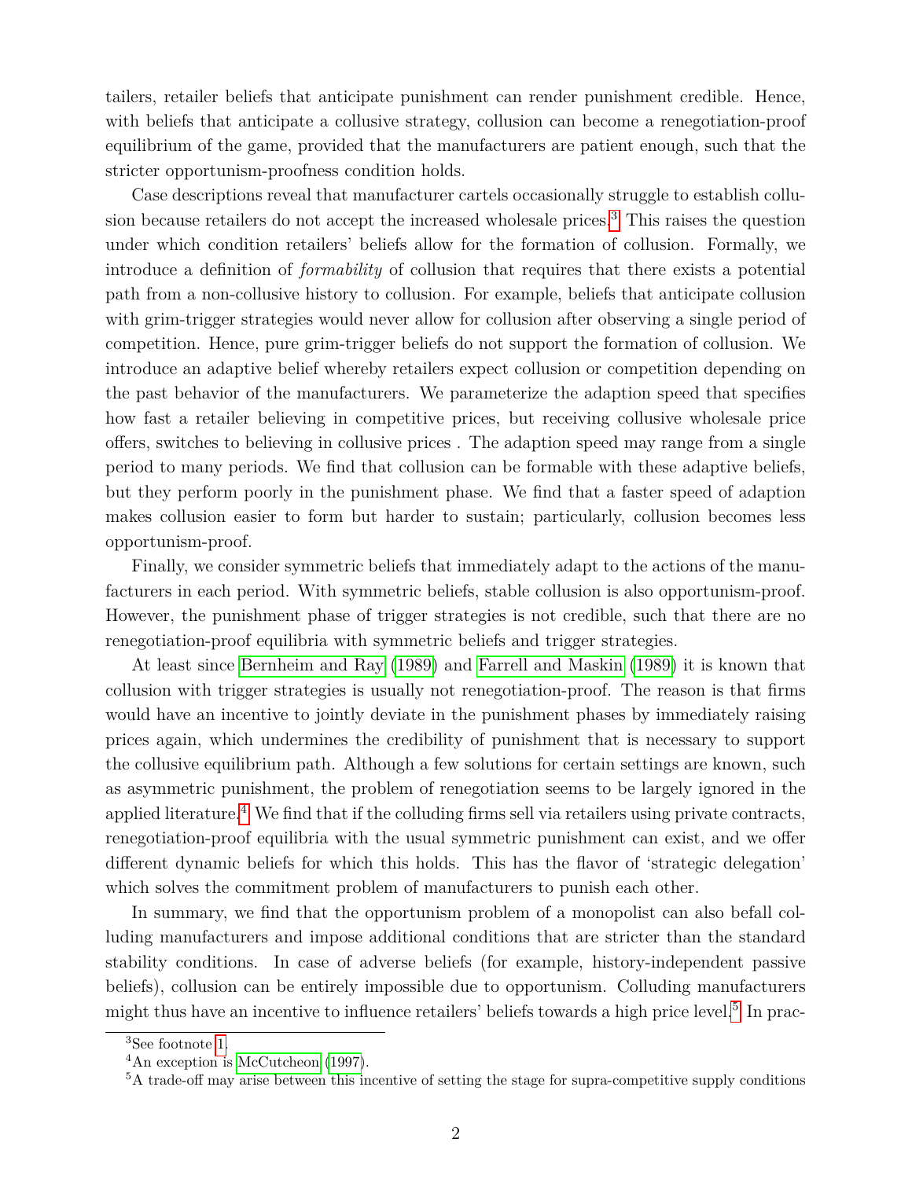tailers, retailer beliefs that anticipate punishment can render punishment credible. Hence, with beliefs that anticipate a collusive strategy, collusion can become a renegotiation-proof equilibrium of the game, provided that the manufacturers are patient enough, such that the stricter opportunism-proofness condition holds.

Case descriptions reveal that manufacturer cartels occasionally struggle to establish collusion because retailers do not accept the increased wholesale prices.[3] This raises the question under which condition retailers' beliefs allow for the formation of collusion. Formally, we introduce a definition of *formability* of collusion that requires that there exists a potential path from a non-collusive history to collusion. For example, beliefs that anticipate collusion with grim-trigger strategies would never allow for collusion after observing a single period of competition. Hence, pure grim-trigger beliefs do not support the formation of collusion. We introduce an adaptive belief whereby retailers expect collusion or competition depending on the past behavior of the manufacturers. We parameterize the adaption speed that specifies how fast a retailer believing in competitive prices, but receiving collusive wholesale price offers, switches to believing in collusive prices . The adaption speed may range from a single period to many periods. We find that collusion can be formable with these adaptive beliefs, but they perform poorly in the punishment phase. We find that a faster speed of adaption makes collusion easier to form but harder to sustain; particularly, collusion becomes less opportunism-proof.

Finally, we consider symmetric beliefs that immediately adapt to the actions of the manufacturers in each period. With symmetric beliefs, stable collusion is also opportunism-proof. However, the punishment phase of trigger strategies is not credible, such that there are no renegotiation-proof equilibria with symmetric beliefs and trigger strategies.

At least since Bernheim and Ray (1989) and Farrell and Maskin (1989) it is known that collusion with trigger strategies is usually not renegotiation-proof. The reason is that firms would have an incentive to jointly deviate in the punishment phases by immediately raising prices again, which undermines the credibility of punishment that is necessary to support the collusive equilibrium path. Although a few solutions for certain settings are known, such as asymmetric punishment, the problem of renegotiation seems to be largely ignored in the applied literature.[4] We find that if the colluding firms sell via retailers using private contracts, renegotiation-proof equilibria with the usual symmetric punishment can exist, and we offer different dynamic beliefs for which this holds. This has the flavor of 'strategic delegation' which solves the commitment problem of manufacturers to punish each other.

In summary, we find that the opportunism problem of a monopolist can also befall colluding manufacturers and impose additional conditions that are stricter than the standard stability conditions. In case of adverse beliefs (for example, history-independent passive beliefs), collusion can be entirely impossible due to opportunism. Colluding manufacturers might thus have an incentive to influence retailers' beliefs towards a high price level.[5] In prac-

[3] See footnote 1.

[4] An exception is McCutcheon (1997).

[5] A trade-off may arise between this incentive of setting the stage for supra-competitive supply conditions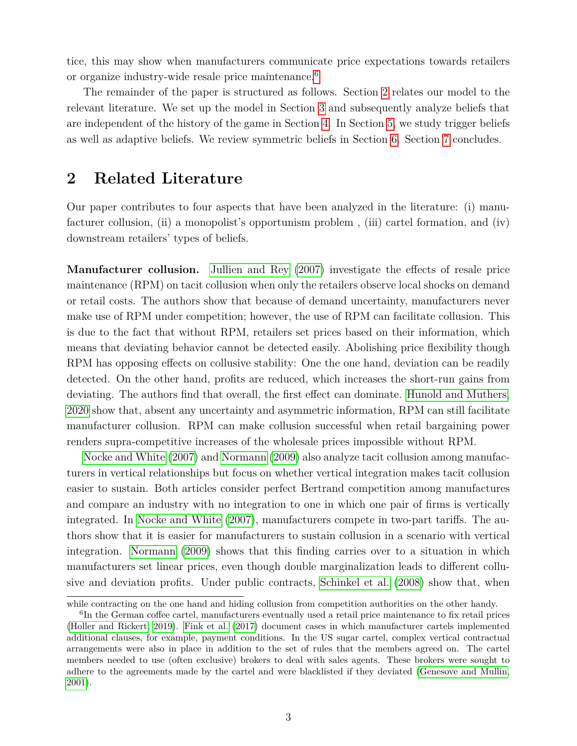tice, this may show when manufacturers communicate price expectations towards retailers or organize industry-wide resale price maintenance.[6]

The remainder of the paper is structured as follows. Section 2 relates our model to the relevant literature. We set up the model in Section 3 and subsequently analyze beliefs that are independent of the history of the game in Section 4. In Section 5, we study trigger beliefs as well as adaptive beliefs. We review symmetric beliefs in Section 6. Section 7 concludes.

## 2 Related Literature

Our paper contributes to four aspects that have been analyzed in the literature: (i) manufacturer collusion, (ii) a monopolist's opportunism problem , (iii) cartel formation, and (iv) downstream retailers' types of beliefs.

**Manufacturer collusion.** Jullien and Rey (2007) investigate the effects of resale price maintenance (RPM) on tacit collusion when only the retailers observe local shocks on demand or retail costs. The authors show that because of demand uncertainty, manufacturers never make use of RPM under competition; however, the use of RPM can facilitate collusion. This is due to the fact that without RPM, retailers set prices based on their information, which means that deviating behavior cannot be detected easily. Abolishing price flexibility though RPM has opposing effects on collusive stability: One the one hand, deviation can be readily detected. On the other hand, profits are reduced, which increases the short-run gains from deviating. The authors find that overall, the first effect can dominate. Hunold and Muthers, 2020 show that, absent any uncertainty and asymmetric information, RPM can still facilitate manufacturer collusion. RPM can make collusion successful when retail bargaining power renders supra-competitive increases of the wholesale prices impossible without RPM.

Nocke and White (2007) and Normann (2009) also analyze tacit collusion among manufacturers in vertical relationships but focus on whether vertical integration makes tacit collusion easier to sustain. Both articles consider perfect Bertrand competition among manufactures and compare an industry with no integration to one in which one pair of firms is vertically integrated. In Nocke and White (2007), manufacturers compete in two-part tariffs. The authors show that it is easier for manufacturers to sustain collusion in a scenario with vertical integration. Normann (2009) shows that this finding carries over to a situation in which manufacturers set linear prices, even though double marginalization leads to different collusive and deviation profits. Under public contracts, Schinkel et al. (2008) show that, when

while contracting on the one hand and hiding collusion from competition authorities on the other handy.

[6] In the German coffee cartel, manufacturers eventually used a retail price maintenance to fix retail prices (Holler and Rickert, 2019). Fink et al. (2017) document cases in which manufacturer cartels implemented additional clauses, for example, payment conditions. In the US sugar cartel, complex vertical contractual arrangements were also in place in addition to the set of rules that the members agreed on. The cartel members needed to use (often exclusive) brokers to deal with sales agents. These brokers were sought to adhere to the agreements made by the cartel and were blacklisted if they deviated (Genesove and Mullin, 2001).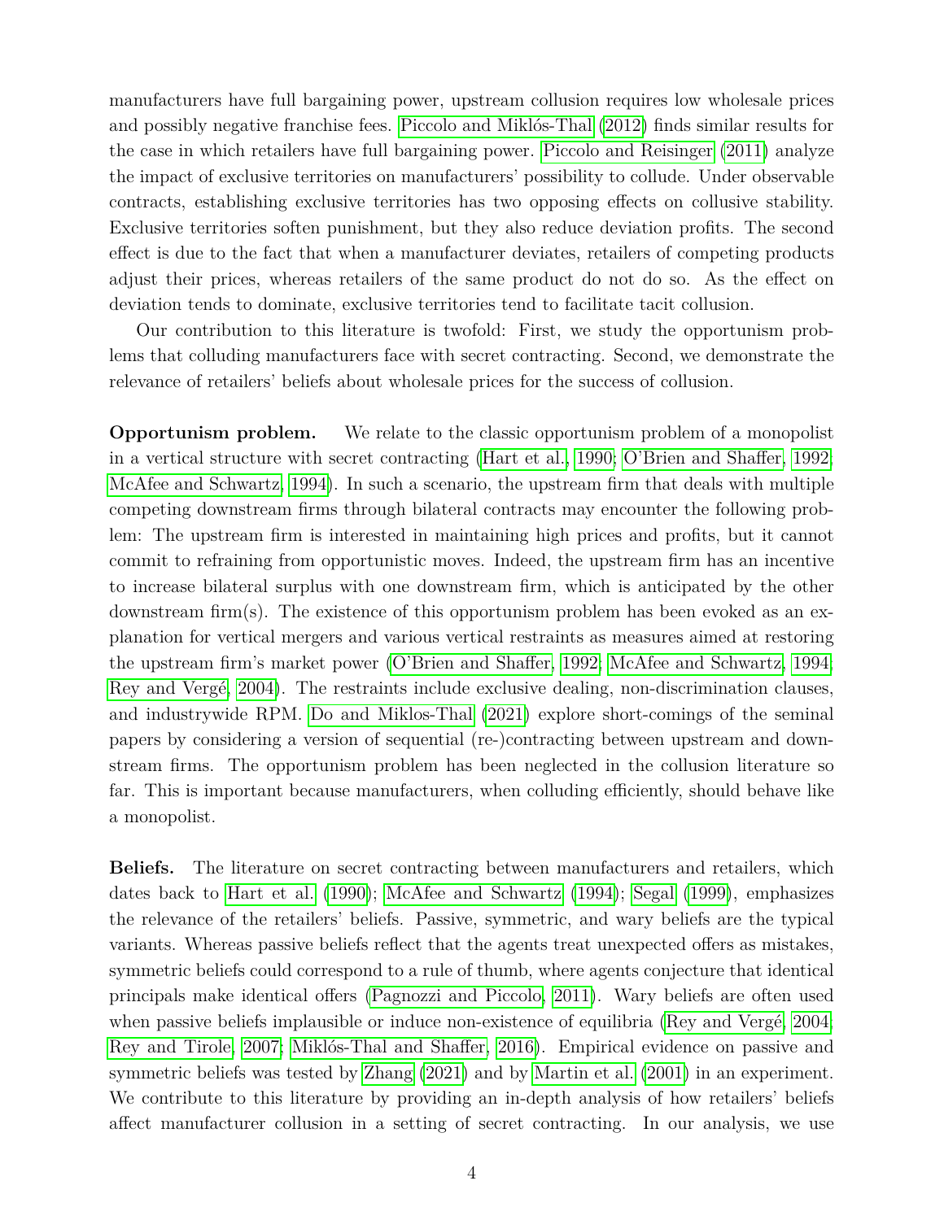manufacturers have full bargaining power, upstream collusion requires low wholesale prices and possibly negative franchise fees. Piccolo and Miklós-Thal (2012) finds similar results for the case in which retailers have full bargaining power. Piccolo and Reisinger (2011) analyze the impact of exclusive territories on manufacturers' possibility to collude. Under observable contracts, establishing exclusive territories has two opposing effects on collusive stability. Exclusive territories soften punishment, but they also reduce deviation profits. The second effect is due to the fact that when a manufacturer deviates, retailers of competing products adjust their prices, whereas retailers of the same product do not do so. As the effect on deviation tends to dominate, exclusive territories tend to facilitate tacit collusion.

Our contribution to this literature is twofold: First, we study the opportunism problems that colluding manufacturers face with secret contracting. Second, we demonstrate the relevance of retailers' beliefs about wholesale prices for the success of collusion.

**Opportunism problem.** We relate to the classic opportunism problem of a monopolist in a vertical structure with secret contracting (Hart et al., 1990; O'Brien and Shaffer, 1992; McAfee and Schwartz, 1994). In such a scenario, the upstream firm that deals with multiple competing downstream firms through bilateral contracts may encounter the following problem: The upstream firm is interested in maintaining high prices and profits, but it cannot commit to refraining from opportunistic moves. Indeed, the upstream firm has an incentive to increase bilateral surplus with one downstream firm, which is anticipated by the other downstream firm(s). The existence of this opportunism problem has been evoked as an explanation for vertical mergers and various vertical restraints as measures aimed at restoring the upstream firm's market power (O'Brien and Shaffer, 1992; McAfee and Schwartz, 1994; Rey and Vergé, 2004). The restraints include exclusive dealing, non-discrimination clauses, and industrywide RPM. Do and Miklos-Thal (2021) explore short-comings of the seminal papers by considering a version of sequential (re-)contracting between upstream and downstream firms. The opportunism problem has been neglected in the collusion literature so far. This is important because manufacturers, when colluding efficiently, should behave like a monopolist.

**Beliefs.** The literature on secret contracting between manufacturers and retailers, which dates back to Hart et al. (1990); McAfee and Schwartz (1994); Segal (1999), emphasizes the relevance of the retailers' beliefs. Passive, symmetric, and wary beliefs are the typical variants. Whereas passive beliefs reflect that the agents treat unexpected offers as mistakes, symmetric beliefs could correspond to a rule of thumb, where agents conjecture that identical principals make identical offers (Pagnozzi and Piccolo, 2011). Wary beliefs are often used when passive beliefs implausible or induce non-existence of equilibria (Rey and Vergé, 2004; Rey and Tirole, 2007; Miklós-Thal and Shaffer, 2016). Empirical evidence on passive and symmetric beliefs was tested by Zhang (2021) and by Martin et al. (2001) in an experiment. We contribute to this literature by providing an in-depth analysis of how retailers' beliefs affect manufacturer collusion in a setting of secret contracting. In our analysis, we use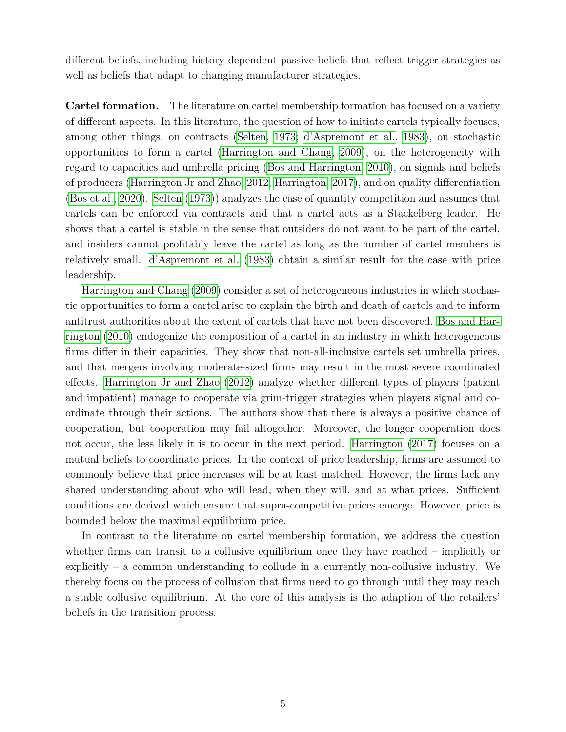different beliefs, including history-dependent passive beliefs that reflect trigger-strategies as well as beliefs that adapt to changing manufacturer strategies.

**Cartel formation.** The literature on cartel membership formation has focused on a variety of different aspects. In this literature, the question of how to initiate cartels typically focuses, among other things, on contracts (Selten, 1973; d'Aspremont et al., 1983), on stochastic opportunities to form a cartel (Harrington and Chang, 2009), on the heterogeneity with regard to capacities and umbrella pricing (Bos and Harrington, 2010), on signals and beliefs of producers (Harrington Jr and Zhao, 2012; Harrington, 2017), and on quality differentiation (Bos et al., 2020). Selten (1973)) analyzes the case of quantity competition and assumes that cartels can be enforced via contracts and that a cartel acts as a Stackelberg leader. He shows that a cartel is stable in the sense that outsiders do not want to be part of the cartel, and insiders cannot profitably leave the cartel as long as the number of cartel members is relatively small. d'Aspremont et al. (1983) obtain a similar result for the case with price leadership.

Harrington and Chang (2009) consider a set of heterogeneous industries in which stochastic opportunities to form a cartel arise to explain the birth and death of cartels and to inform antitrust authorities about the extent of cartels that have not been discovered. Bos and Harrington (2010) endogenize the composition of a cartel in an industry in which heterogeneous firms differ in their capacities. They show that non-all-inclusive cartels set umbrella prices, and that mergers involving moderate-sized firms may result in the most severe coordinated effects. Harrington Jr and Zhao (2012) analyze whether different types of players (patient and impatient) manage to cooperate via grim-trigger strategies when players signal and coordinate through their actions. The authors show that there is always a positive chance of cooperation, but cooperation may fail altogether. Moreover, the longer cooperation does not occur, the less likely it is to occur in the next period. Harrington (2017) focuses on a mutual beliefs to coordinate prices. In the context of price leadership, firms are assumed to commonly believe that price increases will be at least matched. However, the firms lack any shared understanding about who will lead, when they will, and at what prices. Sufficient conditions are derived which ensure that supra-competitive prices emerge. However, price is bounded below the maximal equilibrium price.

In contrast to the literature on cartel membership formation, we address the question whether firms can transit to a collusive equilibrium once they have reached – implicitly or explicitly – a common understanding to collude in a currently non-collusive industry. We thereby focus on the process of collusion that firms need to go through until they may reach a stable collusive equilibrium. At the core of this analysis is the adaption of the retailers' beliefs in the transition process.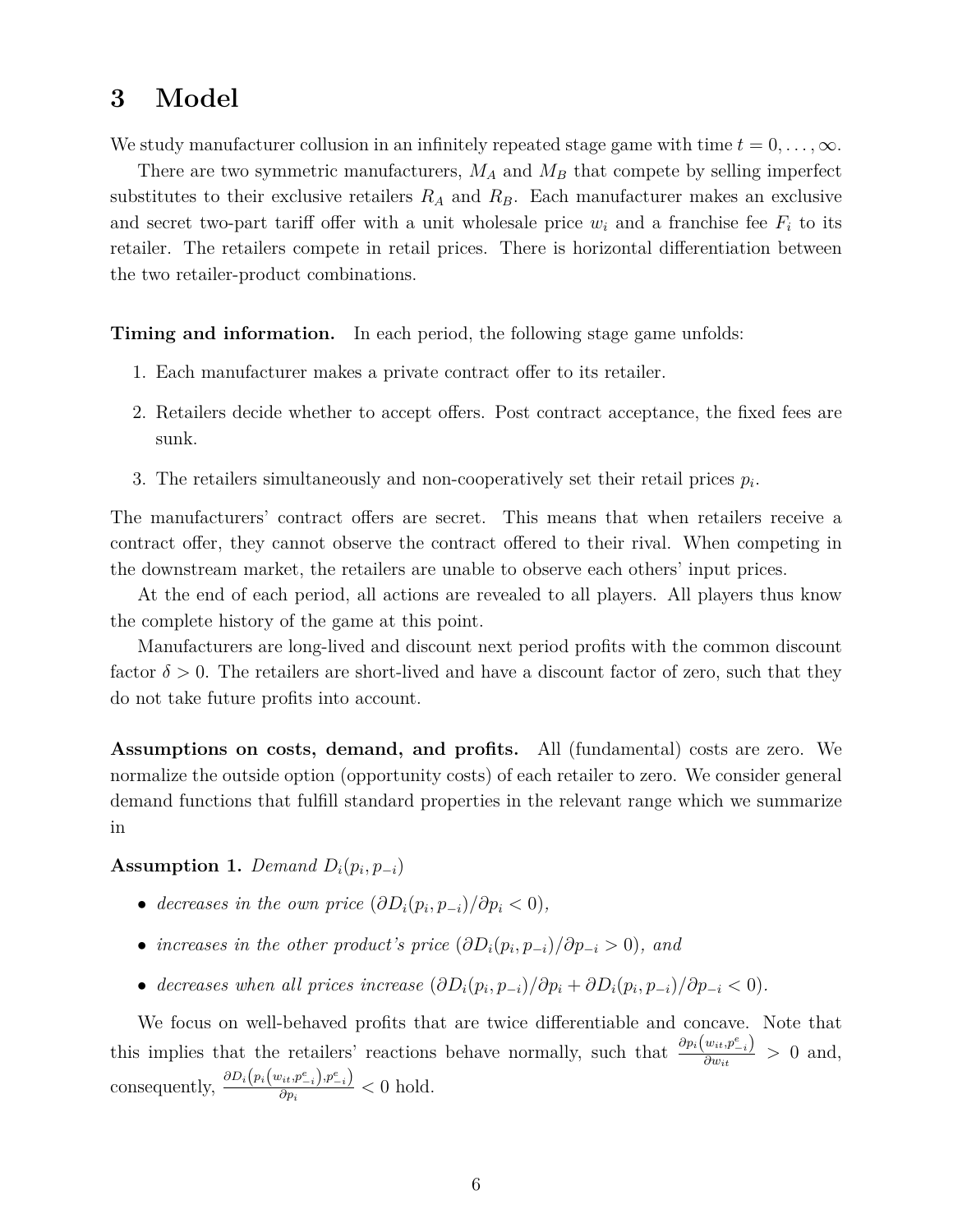# 3 Model

We study manufacturer collusion in an infinitely repeated stage game with time $t = 0, \ldots, \infty$.

There are two symmetric manufacturers, $M_A$ and $M_B$ that compete by selling imperfect substitutes to their exclusive retailers $R_A$ and $R_B$. Each manufacturer makes an exclusive and secret two-part tariff offer with a unit wholesale price $w_i$ and a franchise fee $F_i$ to its retailer. The retailers compete in retail prices. There is horizontal differentiation between the two retailer-product combinations.

**Timing and information.** In each period, the following stage game unfolds:

1. Each manufacturer makes a private contract offer to its retailer.
2. Retailers decide whether to accept offers. Post contract acceptance, the fixed fees are sunk.
3. The retailers simultaneously and non-cooperatively set their retail prices $p_i$.

The manufacturers' contract offers are secret. This means that when retailers receive a contract offer, they cannot observe the contract offered to their rival. When competing in the downstream market, the retailers are unable to observe each others' input prices.

At the end of each period, all actions are revealed to all players. All players thus know the complete history of the game at this point.

Manufacturers are long-lived and discount next period profits with the common discount factor $\delta > 0$. The retailers are short-lived and have a discount factor of zero, such that they do not take future profits into account.

**Assumptions on costs, demand, and profits.** All (fundamental) costs are zero. We normalize the outside option (opportunity costs) of each retailer to zero. We consider general demand functions that fulfill standard properties in the relevant range which we summarize in

**Assumption 1.** *Demand $D_i(p_i, p_{-i})$*

- *decreases in the own price ($\partial D_i(p_i, p_{-i})/\partial p_i < 0$),*
- *increases in the other product's price ($\partial D_i(p_i, p_{-i})/\partial p_{-i} > 0$), and*
- *decreases when all prices increase ($\partial D_i(p_i, p_{-i})/\partial p_i + \partial D_i(p_i, p_{-i})/\partial p_{-i} < 0$).*

We focus on well-behaved profits that are twice differentiable and concave. Note that this implies that the retailers' reactions behave normally, such that $\frac{\partial p_i\left(w_{it}, p^e_{-i}\right)}{\partial w_{it}} > 0$ and, consequently, $\frac{\partial D_i\left(p_i\left(w_{it}, p^e_{-i}\right), p^e_{-i}\right)}{\partial p_i} < 0$ hold.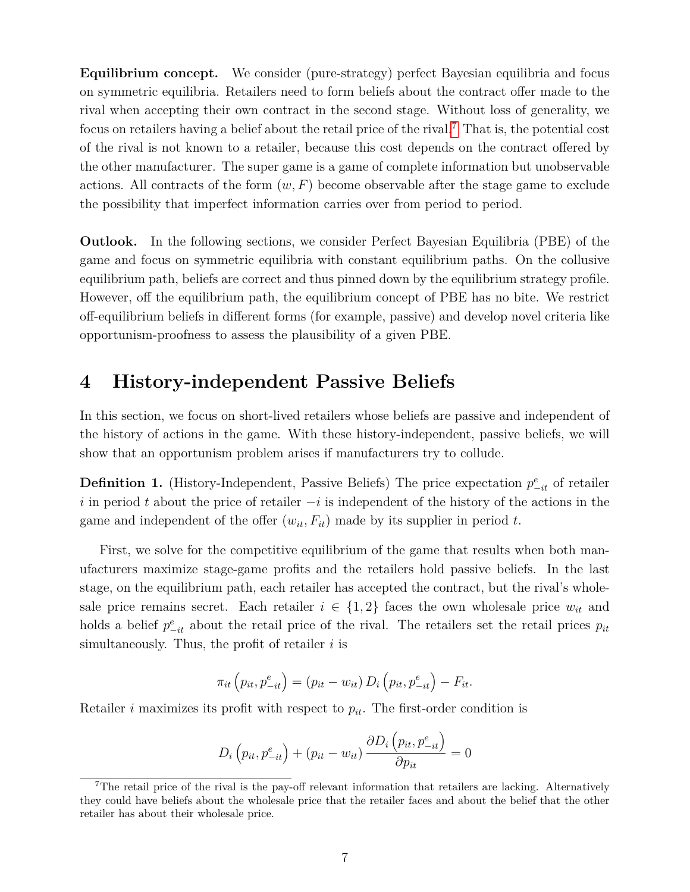**Equilibrium concept.** We consider (pure-strategy) perfect Bayesian equilibria and focus on symmetric equilibria. Retailers need to form beliefs about the contract offer made to the rival when accepting their own contract in the second stage. Without loss of generality, we focus on retailers having a belief about the retail price of the rival.[7] That is, the potential cost of the rival is not known to a retailer, because this cost depends on the contract offered by the other manufacturer. The super game is a game of complete information but unobservable actions. All contracts of the form $(w, F)$ become observable after the stage game to exclude the possibility that imperfect information carries over from period to period.

**Outlook.** In the following sections, we consider Perfect Bayesian Equilibria (PBE) of the game and focus on symmetric equilibria with constant equilibrium paths. On the collusive equilibrium path, beliefs are correct and thus pinned down by the equilibrium strategy profile. However, off the equilibrium path, the equilibrium concept of PBE has no bite. We restrict off-equilibrium beliefs in different forms (for example, passive) and develop novel criteria like opportunism-proofness to assess the plausibility of a given PBE.

# 4 History-independent Passive Beliefs

In this section, we focus on short-lived retailers whose beliefs are passive and independent of the history of actions in the game. With these history-independent, passive beliefs, we will show that an opportunism problem arises if manufacturers try to collude.

**Definition 1.** (History-Independent, Passive Beliefs) The price expectation $p^e_{-it}$ of retailer $i$ in period $t$ about the price of retailer $-i$ is independent of the history of the actions in the game and independent of the offer $(w_{it}, F_{it})$ made by its supplier in period $t$.

First, we solve for the competitive equilibrium of the game that results when both manufacturers maximize stage-game profits and the retailers hold passive beliefs. In the last stage, on the equilibrium path, each retailer has accepted the contract, but the rival's wholesale price remains secret. Each retailer $i \in \{1, 2\}$ faces the own wholesale price $w_{it}$ and holds a belief $p^e_{-it}$ about the retail price of the rival. The retailers set the retail prices $p_{it}$ simultaneously. Thus, the profit of retailer $i$ is

$$\pi_{it}\left(p_{it}, p^e_{-it}\right) = \left(p_{it} - w_{it}\right) D_i\left(p_{it}, p^e_{-it}\right) - F_{it}.$$

Retailer $i$ maximizes its profit with respect to $p_{it}$. The first-order condition is

$$D_i\left(p_{it}, p^e_{-it}\right) + \left(p_{it} - w_{it}\right) \frac{\partial D_i\left(p_{it}, p^e_{-it}\right)}{\partial p_{it}} = 0$$

[7] The retail price of the rival is the pay-off relevant information that retailers are lacking. Alternatively they could have beliefs about the wholesale price that the retailer faces and about the belief that the other retailer has about their wholesale price.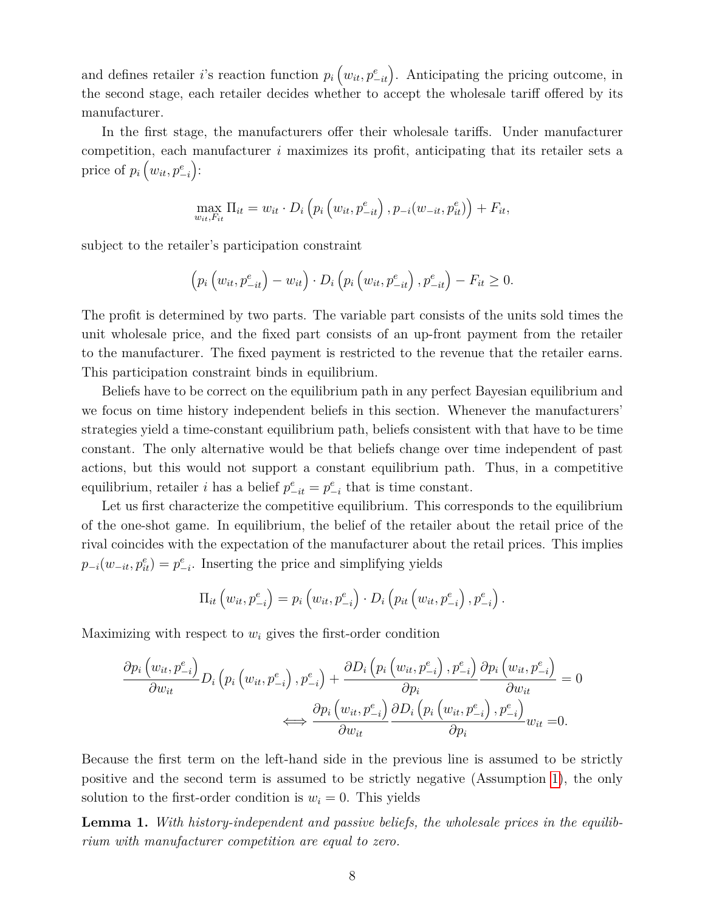and defines retailer $i$'s reaction function $p_i\left(w_{it}, p^e_{-it}\right)$. Anticipating the pricing outcome, in the second stage, each retailer decides whether to accept the wholesale tariff offered by its manufacturer.

In the first stage, the manufacturers offer their wholesale tariffs. Under manufacturer competition, each manufacturer $i$ maximizes its profit, anticipating that its retailer sets a price of $p_i\left(w_{it}, p^e_{-i}\right)$:

$$\max_{w_{it}, F_{it}} \Pi_{it} = w_{it} \cdot D_i\left(p_i\left(w_{it}, p^e_{-it}\right), p_{-i}(w_{-it}, p^e_{it})\right) + F_{it},$$

subject to the retailer's participation constraint

$$\left(p_i\left(w_{it}, p^e_{-it}\right) - w_{it}\right) \cdot D_i\left(p_i\left(w_{it}, p^e_{-it}\right), p^e_{-it}\right) - F_{it} \geq 0.$$

The profit is determined by two parts. The variable part consists of the units sold times the unit wholesale price, and the fixed part consists of an up-front payment from the retailer to the manufacturer. The fixed payment is restricted to the revenue that the retailer earns. This participation constraint binds in equilibrium.

Beliefs have to be correct on the equilibrium path in any perfect Bayesian equilibrium and we focus on time history independent beliefs in this section. Whenever the manufacturers' strategies yield a time-constant equilibrium path, beliefs consistent with that have to be time constant. The only alternative would be that beliefs change over time independent of past actions, but this would not support a constant equilibrium path. Thus, in a competitive equilibrium, retailer $i$ has a belief $p^e_{-it} = p^e_{-i}$ that is time constant.

Let us first characterize the competitive equilibrium. This corresponds to the equilibrium of the one-shot game. In equilibrium, the belief of the retailer about the retail price of the rival coincides with the expectation of the manufacturer about the retail prices. This implies $p_{-i}(w_{-it}, p^e_{it}) = p^e_{-i}$. Inserting the price and simplifying yields

$$\Pi_{it}\left(w_{it}, p^e_{-i}\right) = p_i\left(w_{it}, p^e_{-i}\right) \cdot D_i\left(p_{it}\left(w_{it}, p^e_{-i}\right), p^e_{-i}\right).$$

Maximizing with respect to $w_i$ gives the first-order condition

$$\begin{aligned}\frac{\partial p_i\left(w_{it}, p^e_{-i}\right)}{\partial w_{it}} D_i\left(p_i\left(w_{it}, p^e_{-i}\right), p^e_{-i}\right) + \frac{\partial D_i\left(p_i\left(w_{it}, p^e_{-i}\right), p^e_{-i}\right)}{\partial p_i} \frac{\partial p_i\left(w_{it}, p^e_{-i}\right)}{\partial w_{it}} = 0 \\ \iff \frac{\partial p_i\left(w_{it}, p^e_{-i}\right)}{\partial w_{it}} \frac{\partial D_i\left(p_i\left(w_{it}, p^e_{-i}\right), p^e_{-i}\right)}{\partial p_i} w_{it} = 0.\end{aligned}$$

Because the first term on the left-hand side in the previous line is assumed to be strictly positive and the second term is assumed to be strictly negative (Assumption 1), the only solution to the first-order condition is $w_i = 0$. This yields

**Lemma 1.** *With history-independent and passive beliefs, the wholesale prices in the equilibrium with manufacturer competition are equal to zero.*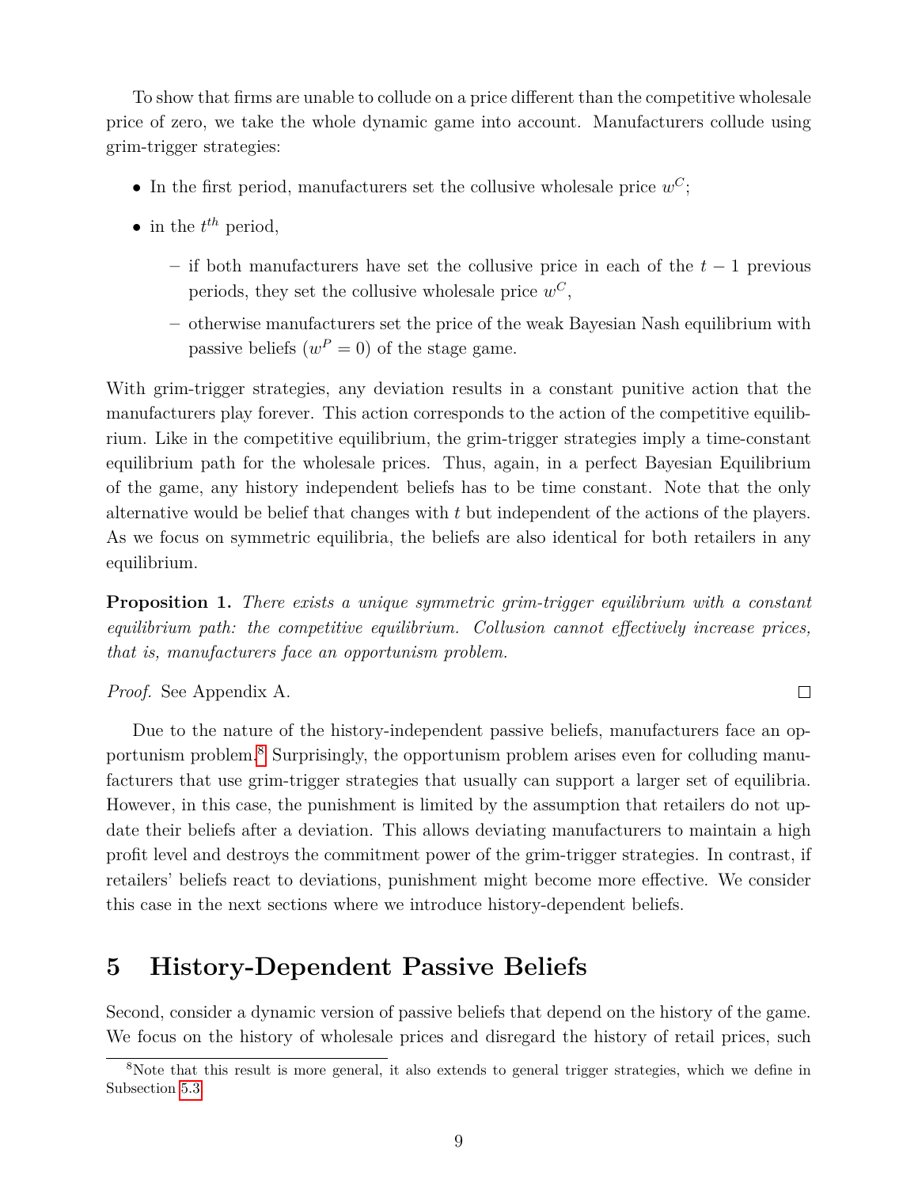To show that firms are unable to collude on a price different than the competitive wholesale price of zero, we take the whole dynamic game into account. Manufacturers collude using grim-trigger strategies:

- In the first period, manufacturers set the collusive wholesale price $w^C$;
- in the $t^{th}$ period,
  - if both manufacturers have set the collusive price in each of the $t-1$ previous periods, they set the collusive wholesale price $w^C$,
  - otherwise manufacturers set the price of the weak Bayesian Nash equilibrium with passive beliefs ($w^P = 0$) of the stage game.

With grim-trigger strategies, any deviation results in a constant punitive action that the manufacturers play forever. This action corresponds to the action of the competitive equilibrium. Like in the competitive equilibrium, the grim-trigger strategies imply a time-constant equilibrium path for the wholesale prices. Thus, again, in a perfect Bayesian Equilibrium of the game, any history independent beliefs has to be time constant. Note that the only alternative would be belief that changes with $t$ but independent of the actions of the players. As we focus on symmetric equilibria, the beliefs are also identical for both retailers in any equilibrium.

**Proposition 1.** *There exists a unique symmetric grim-trigger equilibrium with a constant equilibrium path: the competitive equilibrium. Collusion cannot effectively increase prices, that is, manufacturers face an opportunism problem.*

*Proof.* See Appendix A. □

Due to the nature of the history-independent passive beliefs, manufacturers face an opportunism problem.[8] Surprisingly, the opportunism problem arises even for colluding manufacturers that use grim-trigger strategies that usually can support a larger set of equilibria. However, in this case, the punishment is limited by the assumption that retailers do not update their beliefs after a deviation. This allows deviating manufacturers to maintain a high profit level and destroys the commitment power of the grim-trigger strategies. In contrast, if retailers' beliefs react to deviations, punishment might become more effective. We consider this case in the next sections where we introduce history-dependent beliefs.

# 5 History-Dependent Passive Beliefs

Second, consider a dynamic version of passive beliefs that depend on the history of the game. We focus on the history of wholesale prices and disregard the history of retail prices, such

[8] Note that this result is more general, it also extends to general trigger strategies, which we define in Subsection 5.3.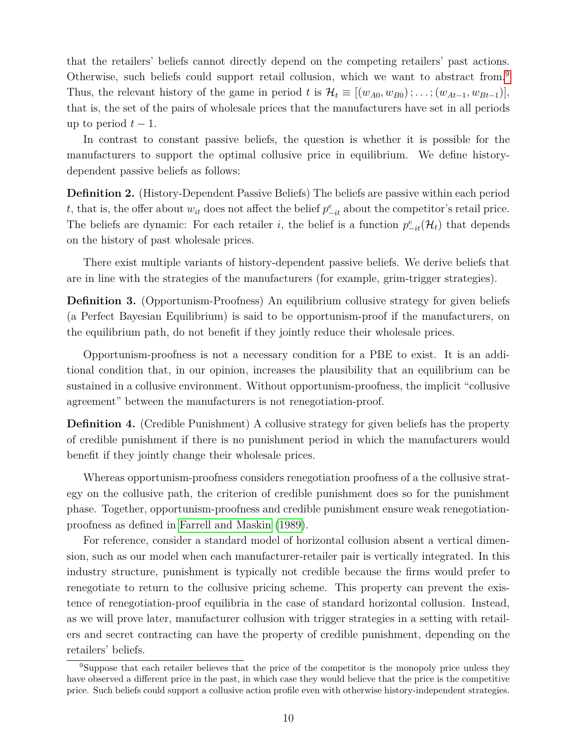that the retailers' beliefs cannot directly depend on the competing retailers' past actions. Otherwise, such beliefs could support retail collusion, which we want to abstract from.[9] Thus, the relevant history of the game in period $t$ is $\mathcal{H}_t \equiv [(w_{A0}, w_{B0}); \ldots; (w_{At-1}, w_{Bt-1})]$, that is, the set of the pairs of wholesale prices that the manufacturers have set in all periods up to period $t-1$.

In contrast to constant passive beliefs, the question is whether it is possible for the manufacturers to support the optimal collusive price in equilibrium. We define history-dependent passive beliefs as follows:

**Definition 2.** (History-Dependent Passive Beliefs) The beliefs are passive within each period $t$, that is, the offer about $w_{it}$ does not affect the belief $p^e_{-it}$ about the competitor's retail price. The beliefs are dynamic: For each retailer $i$, the belief is a function $p^e_{-it}(\mathcal{H}_t)$ that depends on the history of past wholesale prices.

There exist multiple variants of history-dependent passive beliefs. We derive beliefs that are in line with the strategies of the manufacturers (for example, grim-trigger strategies).

**Definition 3.** (Opportunism-Proofness) An equilibrium collusive strategy for given beliefs (a Perfect Bayesian Equilibrium) is said to be opportunism-proof if the manufacturers, on the equilibrium path, do not benefit if they jointly reduce their wholesale prices.

Opportunism-proofness is not a necessary condition for a PBE to exist. It is an additional condition that, in our opinion, increases the plausibility that an equilibrium can be sustained in a collusive environment. Without opportunism-proofness, the implicit "collusive agreement" between the manufacturers is not renegotiation-proof.

**Definition 4.** (Credible Punishment) A collusive strategy for given beliefs has the property of credible punishment if there is no punishment period in which the manufacturers would benefit if they jointly change their wholesale prices.

Whereas opportunism-proofness considers renegotiation proofness of a the collusive strategy on the collusive path, the criterion of credible punishment does so for the punishment phase. Together, opportunism-proofness and credible punishment ensure weak renegotiation-proofness as defined in Farrell and Maskin (1989).

For reference, consider a standard model of horizontal collusion absent a vertical dimension, such as our model when each manufacturer-retailer pair is vertically integrated. In this industry structure, punishment is typically not credible because the firms would prefer to renegotiate to return to the collusive pricing scheme. This property can prevent the existence of renegotiation-proof equilibria in the case of standard horizontal collusion. Instead, as we will prove later, manufacturer collusion with trigger strategies in a setting with retailers and secret contracting can have the property of credible punishment, depending on the retailers' beliefs.

[9] Suppose that each retailer believes that the price of the competitor is the monopoly price unless they have observed a different price in the past, in which case they would believe that the price is the competitive price. Such beliefs could support a collusive action profile even with otherwise history-independent strategies.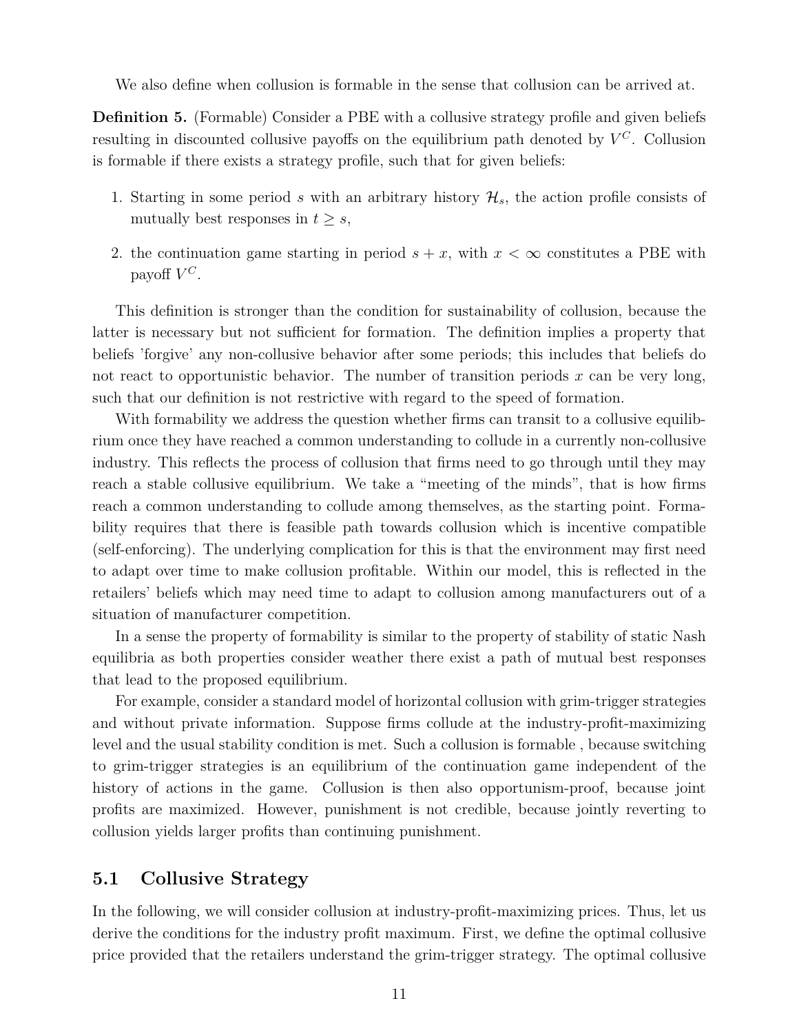We also define when collusion is formable in the sense that collusion can be arrived at.

**Definition 5.** (Formable) Consider a PBE with a collusive strategy profile and given beliefs resulting in discounted collusive payoffs on the equilibrium path denoted by $V^C$. Collusion is formable if there exists a strategy profile, such that for given beliefs:

1. Starting in some period $s$ with an arbitrary history $\mathcal{H}_s$, the action profile consists of mutually best responses in $t \geq s$,
2. the continuation game starting in period $s + x$, with $x < \infty$ constitutes a PBE with payoff $V^C$.

This definition is stronger than the condition for sustainability of collusion, because the latter is necessary but not sufficient for formation. The definition implies a property that beliefs 'forgive' any non-collusive behavior after some periods; this includes that beliefs do not react to opportunistic behavior. The number of transition periods $x$ can be very long, such that our definition is not restrictive with regard to the speed of formation.

With formability we address the question whether firms can transit to a collusive equilibrium once they have reached a common understanding to collude in a currently non-collusive industry. This reflects the process of collusion that firms need to go through until they may reach a stable collusive equilibrium. We take a "meeting of the minds", that is how firms reach a common understanding to collude among themselves, as the starting point. Formability requires that there is feasible path towards collusion which is incentive compatible (self-enforcing). The underlying complication for this is that the environment may first need to adapt over time to make collusion profitable. Within our model, this is reflected in the retailers' beliefs which may need time to adapt to collusion among manufacturers out of a situation of manufacturer competition.

In a sense the property of formability is similar to the property of stability of static Nash equilibria as both properties consider weather there exist a path of mutual best responses that lead to the proposed equilibrium.

For example, consider a standard model of horizontal collusion with grim-trigger strategies and without private information. Suppose firms collude at the industry-profit-maximizing level and the usual stability condition is met. Such a collusion is formable , because switching to grim-trigger strategies is an equilibrium of the continuation game independent of the history of actions in the game. Collusion is then also opportunism-proof, because joint profits are maximized. However, punishment is not credible, because jointly reverting to collusion yields larger profits than continuing punishment.

## 5.1 Collusive Strategy

In the following, we will consider collusion at industry-profit-maximizing prices. Thus, let us derive the conditions for the industry profit maximum. First, we define the optimal collusive price provided that the retailers understand the grim-trigger strategy. The optimal collusive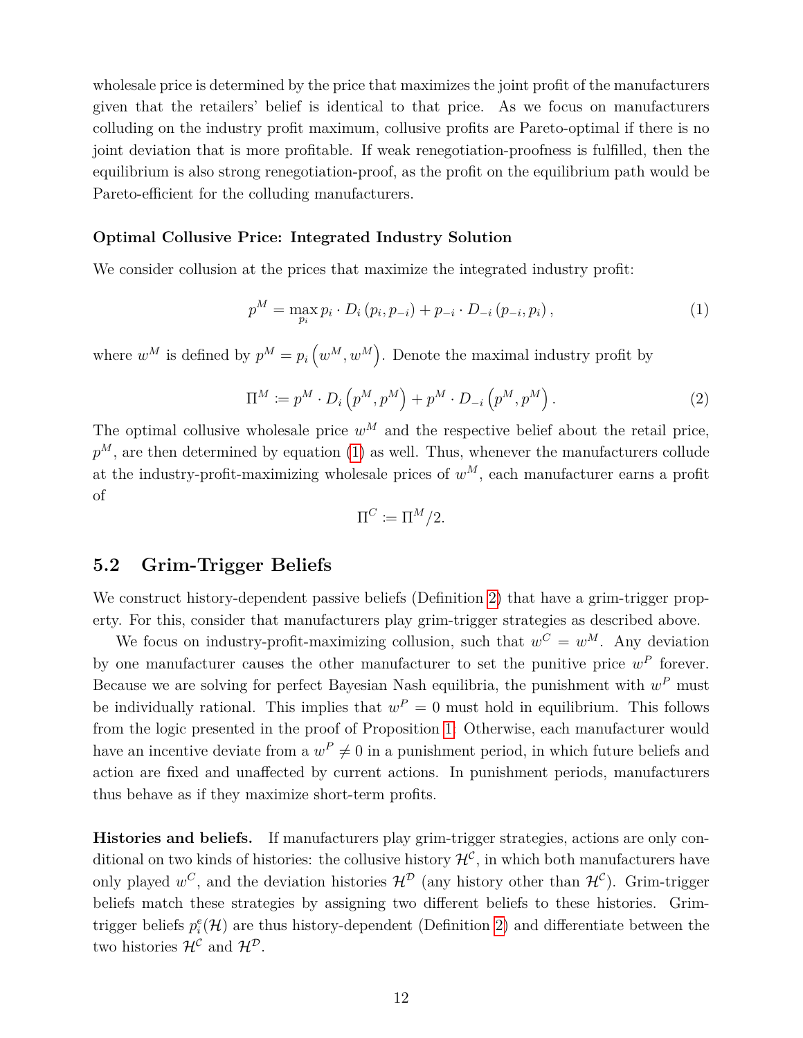wholesale price is determined by the price that maximizes the joint profit of the manufacturers given that the retailers' belief is identical to that price. As we focus on manufacturers colluding on the industry profit maximum, collusive profits are Pareto-optimal if there is no joint deviation that is more profitable. If weak renegotiation-proofness is fulfilled, then the equilibrium is also strong renegotiation-proof, as the profit on the equilibrium path would be Pareto-efficient for the colluding manufacturers.

**Optimal Collusive Price: Integrated Industry Solution**

We consider collusion at the prices that maximize the integrated industry profit:

$$p^M = \max_{p_i} p_i \cdot D_i\left(p_i, p_{-i}\right) + p_{-i} \cdot D_{-i}\left(p_{-i}, p_i\right), \tag{1}$$

where $w^M$ is defined by $p^M = p_i\left(w^M, w^M\right)$. Denote the maximal industry profit by

$$\Pi^M := p^M \cdot D_i\left(p^M, p^M\right) + p^M \cdot D_{-i}\left(p^M, p^M\right). \tag{2}$$

The optimal collusive wholesale price $w^M$ and the respective belief about the retail price, $p^M$, are then determined by equation (1) as well. Thus, whenever the manufacturers collude at the industry-profit-maximizing wholesale prices of $w^M$, each manufacturer earns a profit of

$$\Pi^C := \Pi^M/2.$$

## 5.2 Grim-Trigger Beliefs

We construct history-dependent passive beliefs (Definition 2) that have a grim-trigger property. For this, consider that manufacturers play grim-trigger strategies as described above.

We focus on industry-profit-maximizing collusion, such that $w^C = w^M$. Any deviation by one manufacturer causes the other manufacturer to set the punitive price $w^P$ forever. Because we are solving for perfect Bayesian Nash equilibria, the punishment with $w^P$ must be individually rational. This implies that $w^P = 0$ must hold in equilibrium. This follows from the logic presented in the proof of Proposition 1. Otherwise, each manufacturer would have an incentive deviate from a $w^P \neq 0$ in a punishment period, in which future beliefs and action are fixed and unaffected by current actions. In punishment periods, manufacturers thus behave as if they maximize short-term profits.

**Histories and beliefs.** If manufacturers play grim-trigger strategies, actions are only conditional on two kinds of histories: the collusive history $\mathcal{H}^{\mathcal{C}}$, in which both manufacturers have only played $w^C$, and the deviation histories $\mathcal{H}^{\mathcal{D}}$ (any history other than $\mathcal{H}^{\mathcal{C}}$). Grim-trigger beliefs match these strategies by assigning two different beliefs to these histories. Grim-trigger beliefs $p_i^e(\mathcal{H})$ are thus history-dependent (Definition 2) and differentiate between the two histories $\mathcal{H}^{\mathcal{C}}$ and $\mathcal{H}^{\mathcal{D}}$.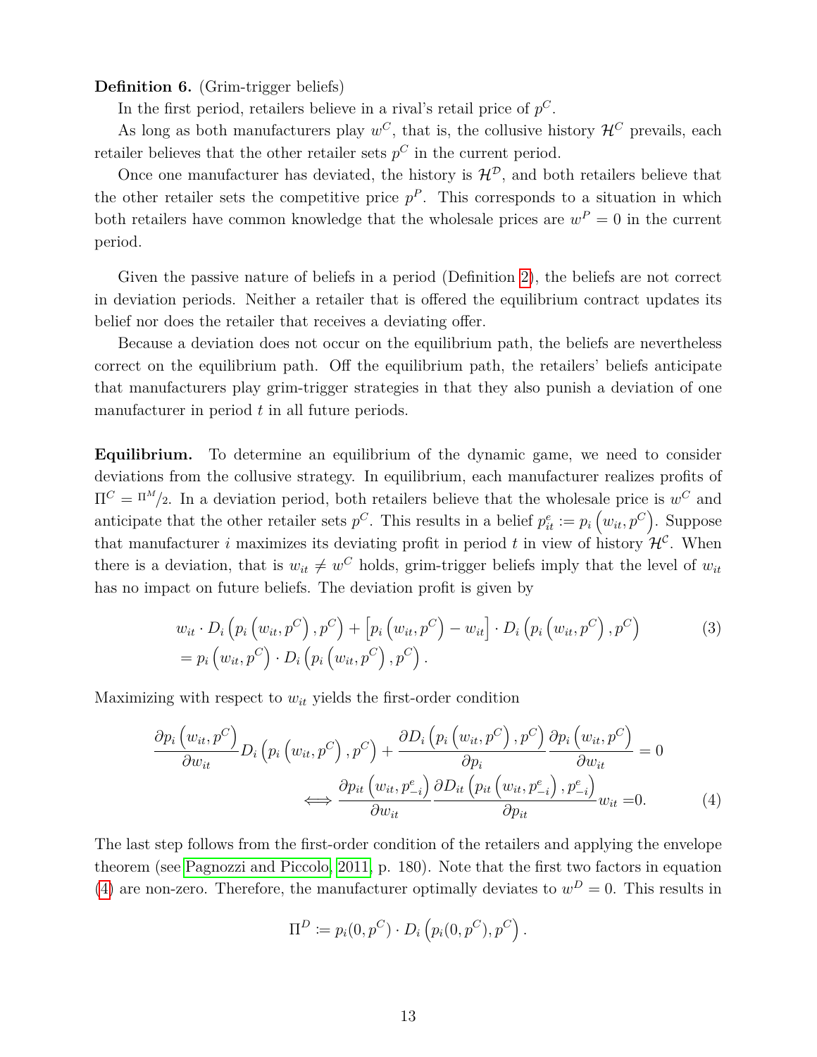**Definition 6.** (Grim-trigger beliefs)

In the first period, retailers believe in a rival's retail price of $p^C$.

As long as both manufacturers play $w^C$, that is, the collusive history $\mathcal{H}^C$ prevails, each retailer believes that the other retailer sets $p^C$ in the current period.

Once one manufacturer has deviated, the history is $\mathcal{H}^\mathcal{D}$, and both retailers believe that the other retailer sets the competitive price $p^P$. This corresponds to a situation in which both retailers have common knowledge that the wholesale prices are $w^P = 0$ in the current period.

Given the passive nature of beliefs in a period (Definition 2), the beliefs are not correct in deviation periods. Neither a retailer that is offered the equilibrium contract updates its belief nor does the retailer that receives a deviating offer.

Because a deviation does not occur on the equilibrium path, the beliefs are nevertheless correct on the equilibrium path. Off the equilibrium path, the retailers' beliefs anticipate that manufacturers play grim-trigger strategies in that they also punish a deviation of one manufacturer in period $t$ in all future periods.

**Equilibrium.** To determine an equilibrium of the dynamic game, we need to consider deviations from the collusive strategy. In equilibrium, each manufacturer realizes profits of $\Pi^C = {}^{\Pi^M}/_2$. In a deviation period, both retailers believe that the wholesale price is $w^C$ and anticipate that the other retailer sets $p^C$. This results in a belief $p^e_{it} := p_i\left(w_{it}, p^C\right)$. Suppose that manufacturer $i$ maximizes its deviating profit in period $t$ in view of history $\mathcal{H}^\mathcal{C}$. When there is a deviation, that is $w_{it} \neq w^C$ holds, grim-trigger beliefs imply that the level of $w_{it}$ has no impact on future beliefs. The deviation profit is given by

$$
\begin{aligned}
&w_{it} \cdot D_i\left(p_i\left(w_{it}, p^C\right), p^C\right) + \left[p_i\left(w_{it}, p^C\right) - w_{it}\right] \cdot D_i\left(p_i\left(w_{it}, p^C\right), p^C\right) \\
&= p_i\left(w_{it}, p^C\right) \cdot D_i\left(p_i\left(w_{it}, p^C\right), p^C\right).
\end{aligned} \tag{3}
$$

Maximizing with respect to $w_{it}$ yields the first-order condition

$$
\begin{aligned}
\frac{\partial p_i\left(w_{it}, p^C\right)}{\partial w_{it}} D_i\left(p_i\left(w_{it}, p^C\right), p^C\right) + \frac{\partial D_i\left(p_i\left(w_{it}, p^C\right), p^C\right)}{\partial p_i} \frac{\partial p_i\left(w_{it}, p^C\right)}{\partial w_{it}} = 0 \\
\iff \frac{\partial p_{it}\left(w_{it}, p^e_{-i}\right)}{\partial w_{it}} \frac{\partial D_{it}\left(p_{it}\left(w_{it}, p^e_{-i}\right), p^e_{-i}\right)}{\partial p_{it}} w_{it} = 0.
\end{aligned} \tag{4}
$$

The last step follows from the first-order condition of the retailers and applying the envelope theorem (see Pagnozzi and Piccolo, 2011, p. 180). Note that the first two factors in equation (4) are non-zero. Therefore, the manufacturer optimally deviates to $w^D = 0$. This results in

$$
\Pi^D := p_i(0, p^C) \cdot D_i\left(p_i(0, p^C), p^C\right).
$$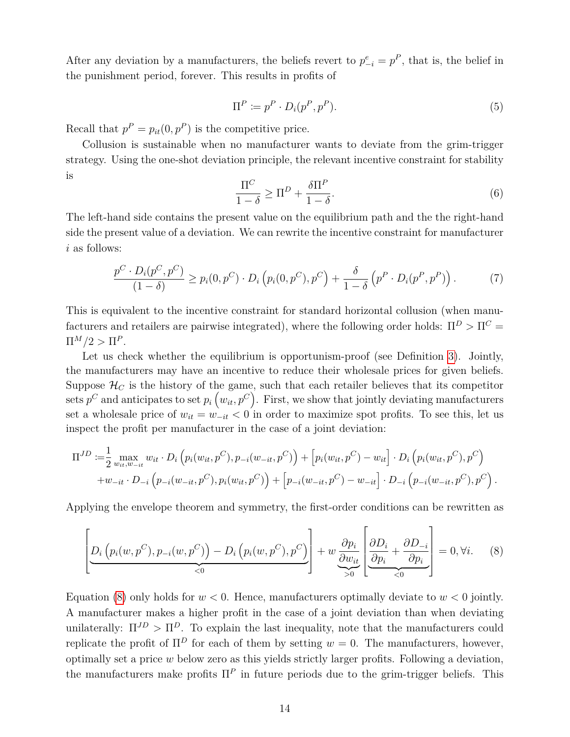After any deviation by a manufacturers, the beliefs revert to $p^e_{-i} = p^P$, that is, the belief in the punishment period, forever. This results in profits of

$$\Pi^P := p^P \cdot D_i(p^P, p^P). \tag{5}$$

Recall that $p^P = p_{it}(0, p^P)$ is the competitive price.

Collusion is sustainable when no manufacturer wants to deviate from the grim-trigger strategy. Using the one-shot deviation principle, the relevant incentive constraint for stability is

$$\frac{\Pi^C}{1-\delta} \geq \Pi^D + \frac{\delta \Pi^P}{1-\delta}. \tag{6}$$

The left-hand side contains the present value on the equilibrium path and the the right-hand side the present value of a deviation. We can rewrite the incentive constraint for manufacturer $i$ as follows:

$$\frac{p^C \cdot D_i(p^C, p^C)}{(1-\delta)} \geq p_i(0, p^C) \cdot D_i\left(p_i(0, p^C), p^C\right) + \frac{\delta}{1-\delta}\left(p^P \cdot D_i(p^P, p^P)\right). \tag{7}$$

This is equivalent to the incentive constraint for standard horizontal collusion (when manufacturers and retailers are pairwise integrated), where the following order holds: $\Pi^D > \Pi^C = \Pi^M/2 > \Pi^P$.

Let us check whether the equilibrium is opportunism-proof (see Definition 3). Jointly, the manufacturers may have an incentive to reduce their wholesale prices for given beliefs. Suppose $\mathcal{H}_C$ is the history of the game, such that each retailer believes that its competitor sets $p^C$ and anticipates to set $p_i\left(w_{it}, p^C\right)$. First, we show that jointly deviating manufacturers set a wholesale price of $w_{it} = w_{-it} < 0$ in order to maximize spot profits. To see this, let us inspect the profit per manufacturer in the case of a joint deviation:

$$\begin{aligned}
\Pi^{JD} :=& \frac{1}{2} \max_{w_{it}, w_{-it}} w_{it} \cdot D_i\left(p_i(w_{it}, p^C), p_{-i}(w_{-it}, p^C)\right) + \left[p_i(w_{it}, p^C) - w_{it}\right] \cdot D_i\left(p_i(w_{it}, p^C), p^C\right) \\
&+ w_{-it} \cdot D_{-i}\left(p_{-i}(w_{-it}, p^C), p_i(w_{it}, p^C)\right) + \left[p_{-i}(w_{-it}, p^C) - w_{-it}\right] \cdot D_{-i}\left(p_{-i}(w_{-it}, p^C), p^C\right).
\end{aligned}$$

Applying the envelope theorem and symmetry, the first-order conditions can be rewritten as

$$\left[\underbrace{D_i\left(p_i(w, p^C), p_{-i}(w, p^C)\right) - D_i\left(p_i(w, p^C), p^C\right)}_{<0}\right] + w \underbrace{\frac{\partial p_i}{\partial w_{it}}}_{>0} \left[\underbrace{\frac{\partial D_i}{\partial p_i} + \frac{\partial D_{-i}}{\partial p_i}}_{<0}\right] = 0, \forall i. \tag{8}$$

Equation (8) only holds for $w < 0$. Hence, manufacturers optimally deviate to $w < 0$ jointly. A manufacturer makes a higher profit in the case of a joint deviation than when deviating unilaterally: $\Pi^{JD} > \Pi^D$. To explain the last inequality, note that the manufacturers could replicate the profit of $\Pi^D$ for each of them by setting $w = 0$. The manufacturers, however, optimally set a price $w$ below zero as this yields strictly larger profits. Following a deviation, the manufacturers make profits $\Pi^P$ in future periods due to the grim-trigger beliefs. This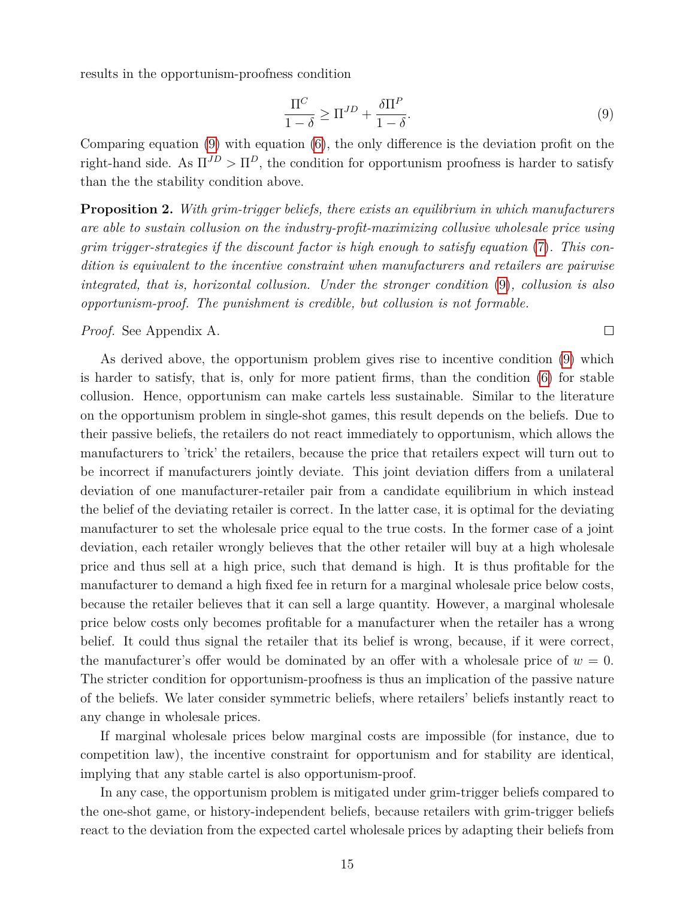results in the opportunism-proofness condition

$$\frac{\Pi^C}{1-\delta} \geq \Pi^{JD} + \frac{\delta \Pi^P}{1-\delta}. \tag{9}$$

Comparing equation (9) with equation (6), the only difference is the deviation profit on the right-hand side. As $\Pi^{JD} > \Pi^D$, the condition for opportunism proofness is harder to satisfy than the the stability condition above.

**Proposition 2.** *With grim-trigger beliefs, there exists an equilibrium in which manufacturers are able to sustain collusion on the industry-profit-maximizing collusive wholesale price using grim trigger-strategies if the discount factor is high enough to satisfy equation (7). This condition is equivalent to the incentive constraint when manufacturers and retailers are pairwise integrated, that is, horizontal collusion. Under the stronger condition (9), collusion is also opportunism-proof. The punishment is credible, but collusion is not formable.*

*Proof.* See Appendix A. □

As derived above, the opportunism problem gives rise to incentive condition (9) which is harder to satisfy, that is, only for more patient firms, than the condition (6) for stable collusion. Hence, opportunism can make cartels less sustainable. Similar to the literature on the opportunism problem in single-shot games, this result depends on the beliefs. Due to their passive beliefs, the retailers do not react immediately to opportunism, which allows the manufacturers to 'trick' the retailers, because the price that retailers expect will turn out to be incorrect if manufacturers jointly deviate. This joint deviation differs from a unilateral deviation of one manufacturer-retailer pair from a candidate equilibrium in which instead the belief of the deviating retailer is correct. In the latter case, it is optimal for the deviating manufacturer to set the wholesale price equal to the true costs. In the former case of a joint deviation, each retailer wrongly believes that the other retailer will buy at a high wholesale price and thus sell at a high price, such that demand is high. It is thus profitable for the manufacturer to demand a high fixed fee in return for a marginal wholesale price below costs, because the retailer believes that it can sell a large quantity. However, a marginal wholesale price below costs only becomes profitable for a manufacturer when the retailer has a wrong belief. It could thus signal the retailer that its belief is wrong, because, if it were correct, the manufacturer's offer would be dominated by an offer with a wholesale price of $w = 0$. The stricter condition for opportunism-proofness is thus an implication of the passive nature of the beliefs. We later consider symmetric beliefs, where retailers' beliefs instantly react to any change in wholesale prices.

If marginal wholesale prices below marginal costs are impossible (for instance, due to competition law), the incentive constraint for opportunism and for stability are identical, implying that any stable cartel is also opportunism-proof.

In any case, the opportunism problem is mitigated under grim-trigger beliefs compared to the one-shot game, or history-independent beliefs, because retailers with grim-trigger beliefs react to the deviation from the expected cartel wholesale prices by adapting their beliefs from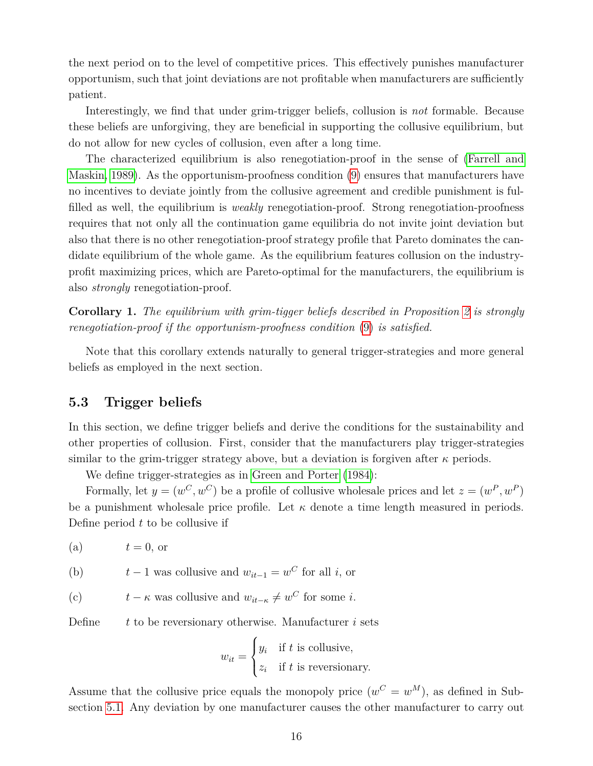the next period on to the level of competitive prices. This effectively punishes manufacturer opportunism, such that joint deviations are not profitable when manufacturers are sufficiently patient.

Interestingly, we find that under grim-trigger beliefs, collusion is *not* formable. Because these beliefs are unforgiving, they are beneficial in supporting the collusive equilibrium, but do not allow for new cycles of collusion, even after a long time.

The characterized equilibrium is also renegotiation-proof in the sense of (Farrell and Maskin, 1989). As the opportunism-proofness condition (9) ensures that manufacturers have no incentives to deviate jointly from the collusive agreement and credible punishment is fulfilled as well, the equilibrium is *weakly* renegotiation-proof. Strong renegotiation-proofness requires that not only all the continuation game equilibria do not invite joint deviation but also that there is no other renegotiation-proof strategy profile that Pareto dominates the candidate equilibrium of the whole game. As the equilibrium features collusion on the industry-profit maximizing prices, which are Pareto-optimal for the manufacturers, the equilibrium is also *strongly* renegotiation-proof.

**Corollary 1.** *The equilibrium with grim-tigger beliefs described in Proposition 2 is strongly renegotiation-proof if the opportunism-proofness condition* (9) *is satisfied.*

Note that this corollary extends naturally to general trigger-strategies and more general beliefs as employed in the next section.

### 5.3 Trigger beliefs

In this section, we define trigger beliefs and derive the conditions for the sustainability and other properties of collusion. First, consider that the manufacturers play trigger-strategies similar to the grim-trigger strategy above, but a deviation is forgiven after $\kappa$ periods.

We define trigger-strategies as in Green and Porter (1984):

Formally, let $y = (w^C, w^C)$ be a profile of collusive wholesale prices and let $z = (w^P, w^P)$ be a punishment wholesale price profile. Let $\kappa$ denote a time length measured in periods. Define period $t$ to be collusive if

(a) $t = 0$, or

(b) $t - 1$ was collusive and $w_{it-1} = w^C$ for all $i$, or

(c) $t - \kappa$ was collusive and $w_{it-\kappa} \neq w^C$ for some $i$.

Define $t$ to be reversionary otherwise. Manufacturer $i$ sets

$$w_{it} = \begin{cases} y_i & \text{if } t \text{ is collusive,} \\ z_i & \text{if } t \text{ is reversionary.} \end{cases}$$

Assume that the collusive price equals the monopoly price ($w^C = w^M$), as defined in Subsection 5.1. Any deviation by one manufacturer causes the other manufacturer to carry out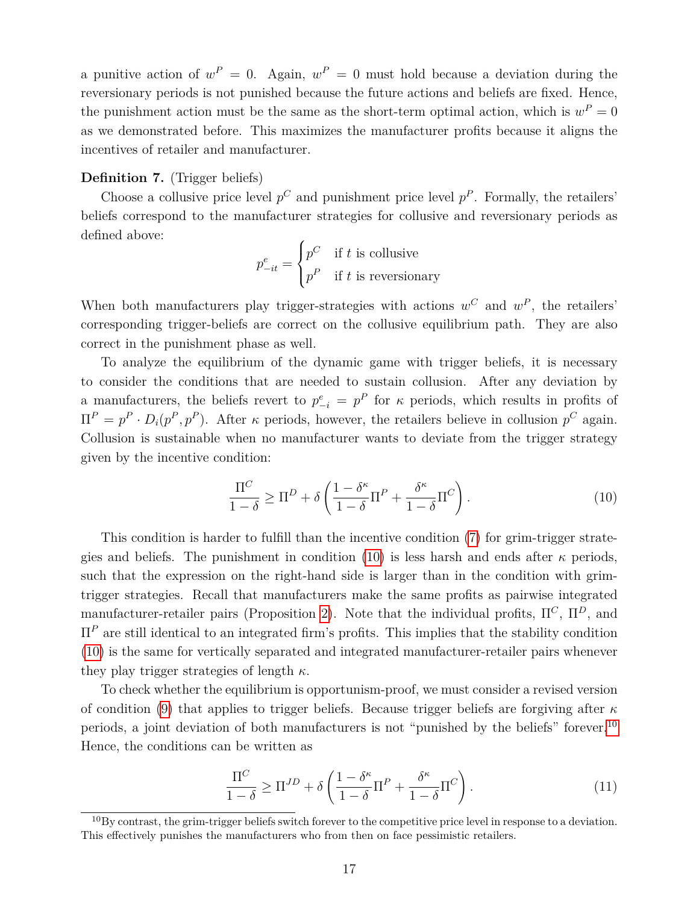a punitive action of $w^P = 0$. Again, $w^P = 0$ must hold because a deviation during the reversionary periods is not punished because the future actions and beliefs are fixed. Hence, the punishment action must be the same as the short-term optimal action, which is $w^P = 0$ as we demonstrated before. This maximizes the manufacturer profits because it aligns the incentives of retailer and manufacturer.

**Definition 7.** (Trigger beliefs)

Choose a collusive price level $p^C$ and punishment price level $p^P$. Formally, the retailers' beliefs correspond to the manufacturer strategies for collusive and reversionary periods as defined above:

$$p^e_{-it} = \begin{cases} p^C & \text{if } t \text{ is collusive} \\ p^P & \text{if } t \text{ is reversionary} \end{cases}$$

When both manufacturers play trigger-strategies with actions $w^C$ and $w^P$, the retailers' corresponding trigger-beliefs are correct on the collusive equilibrium path. They are also correct in the punishment phase as well.

To analyze the equilibrium of the dynamic game with trigger beliefs, it is necessary to consider the conditions that are needed to sustain collusion. After any deviation by a manufacturers, the beliefs revert to $p^e_{-i} = p^P$ for $\kappa$ periods, which results in profits of $\Pi^P = p^P \cdot D_i(p^P, p^P)$. After $\kappa$ periods, however, the retailers believe in collusion $p^C$ again. Collusion is sustainable when no manufacturer wants to deviate from the trigger strategy given by the incentive condition:

$$\frac{\Pi^C}{1-\delta} \geq \Pi^D + \delta \left( \frac{1-\delta^\kappa}{1-\delta} \Pi^P + \frac{\delta^\kappa}{1-\delta} \Pi^C \right). \tag{10}$$

This condition is harder to fulfill than the incentive condition (7) for grim-trigger strategies and beliefs. The punishment in condition (10) is less harsh and ends after $\kappa$ periods, such that the expression on the right-hand side is larger than in the condition with grim-trigger strategies. Recall that manufacturers make the same profits as pairwise integrated manufacturer-retailer pairs (Proposition 2). Note that the individual profits, $\Pi^C$, $\Pi^D$, and $\Pi^P$ are still identical to an integrated firm's profits. This implies that the stability condition (10) is the same for vertically separated and integrated manufacturer-retailer pairs whenever they play trigger strategies of length $\kappa$.

To check whether the equilibrium is opportunism-proof, we must consider a revised version of condition (9) that applies to trigger beliefs. Because trigger beliefs are forgiving after $\kappa$ periods, a joint deviation of both manufacturers is not "punished by the beliefs" forever.[10] Hence, the conditions can be written as

$$\frac{\Pi^C}{1-\delta} \geq \Pi^{JD} + \delta \left( \frac{1-\delta^\kappa}{1-\delta} \Pi^P + \frac{\delta^\kappa}{1-\delta} \Pi^C \right). \tag{11}$$

[10] By contrast, the grim-trigger beliefs switch forever to the competitive price level in response to a deviation. This effectively punishes the manufacturers who from then on face pessimistic retailers.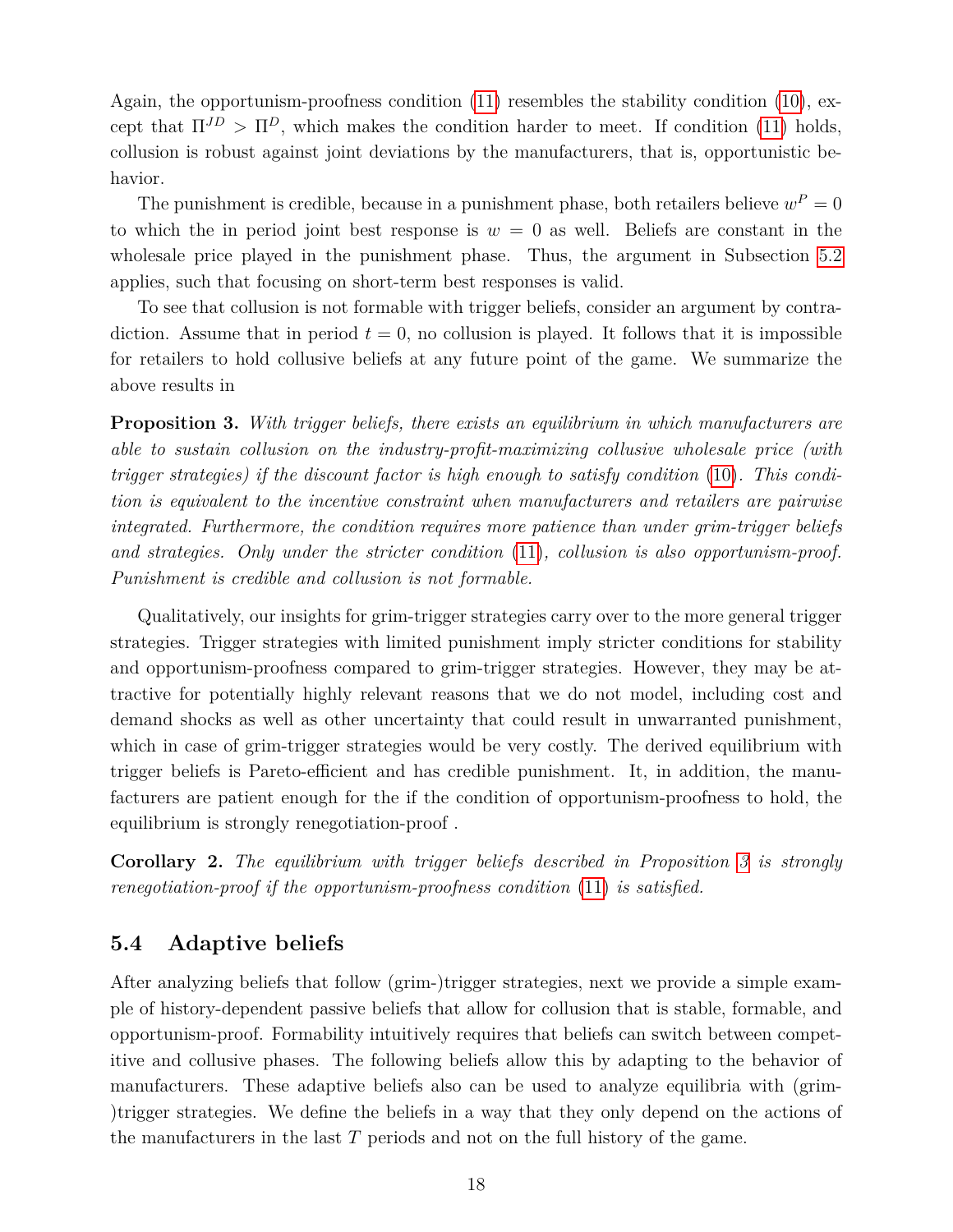Again, the opportunism-proofness condition (11) resembles the stability condition (10), except that $\Pi^{JD} > \Pi^{D}$, which makes the condition harder to meet. If condition (11) holds, collusion is robust against joint deviations by the manufacturers, that is, opportunistic behavior.

The punishment is credible, because in a punishment phase, both retailers believe $w^P = 0$ to which the in period joint best response is $w = 0$ as well. Beliefs are constant in the wholesale price played in the punishment phase. Thus, the argument in Subsection 5.2 applies, such that focusing on short-term best responses is valid.

To see that collusion is not formable with trigger beliefs, consider an argument by contradiction. Assume that in period $t = 0$, no collusion is played. It follows that it is impossible for retailers to hold collusive beliefs at any future point of the game. We summarize the above results in

**Proposition 3.** *With trigger beliefs, there exists an equilibrium in which manufacturers are able to sustain collusion on the industry-profit-maximizing collusive wholesale price (with trigger strategies) if the discount factor is high enough to satisfy condition (10). This condition is equivalent to the incentive constraint when manufacturers and retailers are pairwise integrated. Furthermore, the condition requires more patience than under grim-trigger beliefs and strategies. Only under the stricter condition (11), collusion is also opportunism-proof. Punishment is credible and collusion is not formable.*

Qualitatively, our insights for grim-trigger strategies carry over to the more general trigger strategies. Trigger strategies with limited punishment imply stricter conditions for stability and opportunism-proofness compared to grim-trigger strategies. However, they may be attractive for potentially highly relevant reasons that we do not model, including cost and demand shocks as well as other uncertainty that could result in unwarranted punishment, which in case of grim-trigger strategies would be very costly. The derived equilibrium with trigger beliefs is Pareto-efficient and has credible punishment. It, in addition, the manufacturers are patient enough for the if the condition of opportunism-proofness to hold, the equilibrium is strongly renegotiation-proof .

**Corollary 2.** *The equilibrium with trigger beliefs described in Proposition 3 is strongly renegotiation-proof if the opportunism-proofness condition (11) is satisfied.*

## 5.4 Adaptive beliefs

After analyzing beliefs that follow (grim-)trigger strategies, next we provide a simple example of history-dependent passive beliefs that allow for collusion that is stable, formable, and opportunism-proof. Formability intuitively requires that beliefs can switch between competitive and collusive phases. The following beliefs allow this by adapting to the behavior of manufacturers. These adaptive beliefs also can be used to analyze equilibria with (grim-)trigger strategies. We define the beliefs in a way that they only depend on the actions of the manufacturers in the last $T$ periods and not on the full history of the game.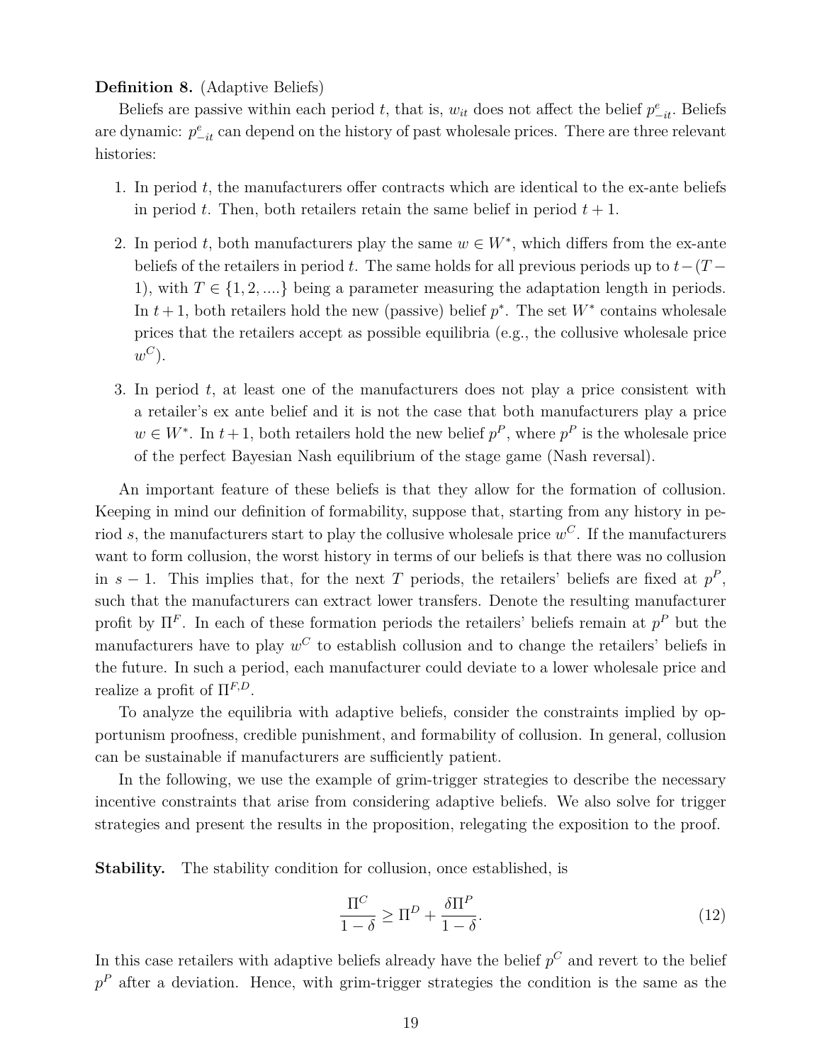**Definition 8.** (Adaptive Beliefs)

Beliefs are passive within each period $t$, that is, $w_{it}$ does not affect the belief $p^e_{-it}$. Beliefs are dynamic: $p^e_{-it}$ can depend on the history of past wholesale prices. There are three relevant histories:

1. In period $t$, the manufacturers offer contracts which are identical to the ex-ante beliefs in period $t$. Then, both retailers retain the same belief in period $t+1$.
2. In period $t$, both manufacturers play the same $w \in W^*$, which differs from the ex-ante beliefs of the retailers in period $t$. The same holds for all previous periods up to $t-(T-1)$, with $T \in \{1, 2, ....\}$ being a parameter measuring the adaptation length in periods. In $t+1$, both retailers hold the new (passive) belief $p^*$. The set $W^*$ contains wholesale prices that the retailers accept as possible equilibria (e.g., the collusive wholesale price $w^C$).
3. In period $t$, at least one of the manufacturers does not play a price consistent with a retailer's ex ante belief and it is not the case that both manufacturers play a price $w \in W^*$. In $t+1$, both retailers hold the new belief $p^P$, where $p^P$ is the wholesale price of the perfect Bayesian Nash equilibrium of the stage game (Nash reversal).

An important feature of these beliefs is that they allow for the formation of collusion. Keeping in mind our definition of formability, suppose that, starting from any history in period $s$, the manufacturers start to play the collusive wholesale price $w^C$. If the manufacturers want to form collusion, the worst history in terms of our beliefs is that there was no collusion in $s-1$. This implies that, for the next $T$ periods, the retailers' beliefs are fixed at $p^P$, such that the manufacturers can extract lower transfers. Denote the resulting manufacturer profit by $\Pi^F$. In each of these formation periods the retailers' beliefs remain at $p^P$ but the manufacturers have to play $w^C$ to establish collusion and to change the retailers' beliefs in the future. In such a period, each manufacturer could deviate to a lower wholesale price and realize a profit of $\Pi^{F,D}$.

To analyze the equilibria with adaptive beliefs, consider the constraints implied by opportunism proofness, credible punishment, and formability of collusion. In general, collusion can be sustainable if manufacturers are sufficiently patient.

In the following, we use the example of grim-trigger strategies to describe the necessary incentive constraints that arise from considering adaptive beliefs. We also solve for trigger strategies and present the results in the proposition, relegating the exposition to the proof.

**Stability.** The stability condition for collusion, once established, is

$$\frac{\Pi^C}{1-\delta} \geq \Pi^D + \frac{\delta \Pi^P}{1-\delta}. \tag{12}$$

In this case retailers with adaptive beliefs already have the belief $p^C$ and revert to the belief $p^P$ after a deviation. Hence, with grim-trigger strategies the condition is the same as the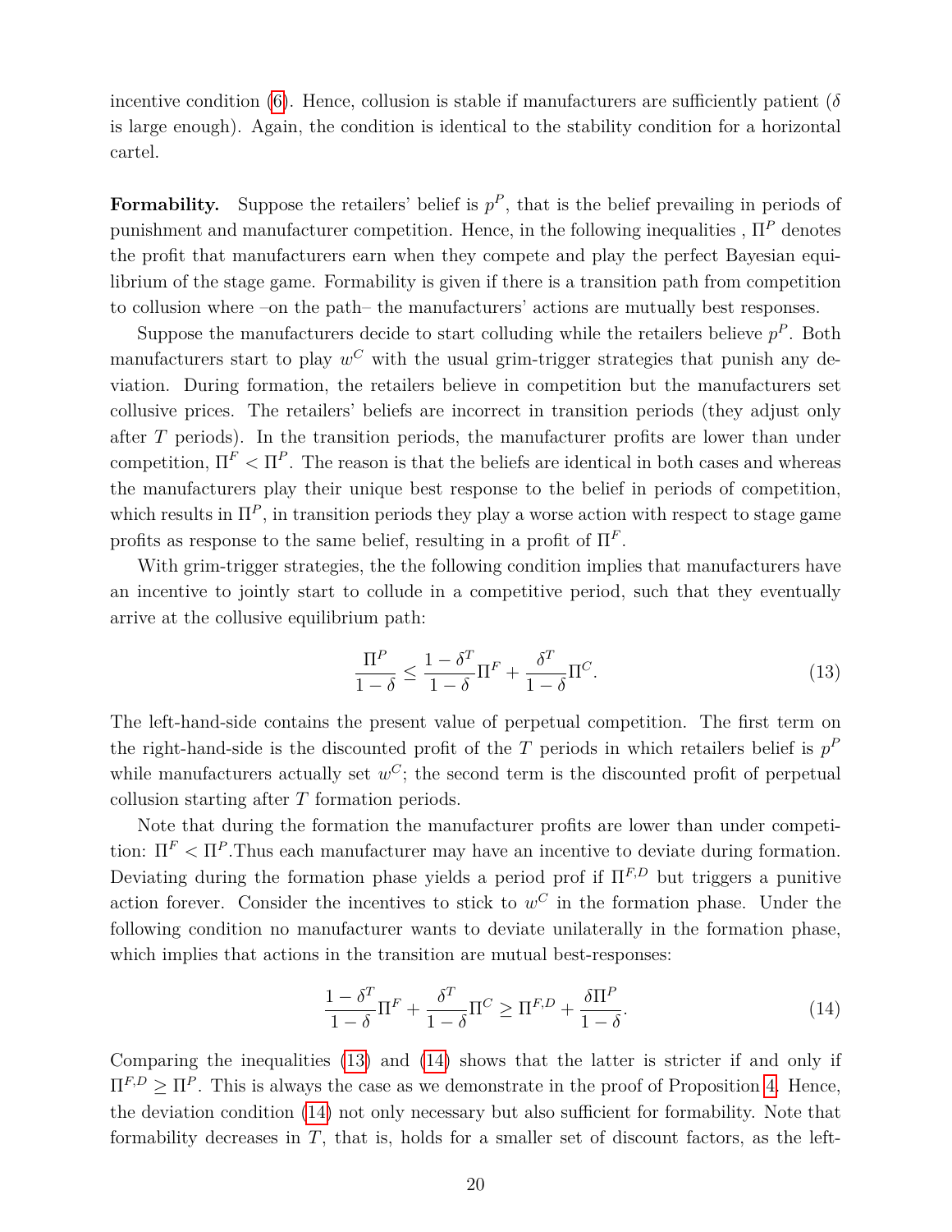incentive condition (6). Hence, collusion is stable if manufacturers are sufficiently patient ($\delta$ is large enough). Again, the condition is identical to the stability condition for a horizontal cartel.

**Formability.** Suppose the retailers' belief is $p^P$, that is the belief prevailing in periods of punishment and manufacturer competition. Hence, in the following inequalities , $\Pi^P$ denotes the profit that manufacturers earn when they compete and play the perfect Bayesian equilibrium of the stage game. Formability is given if there is a transition path from competition to collusion where –on the path– the manufacturers' actions are mutually best responses.

Suppose the manufacturers decide to start colluding while the retailers believe $p^P$. Both manufacturers start to play $w^C$ with the usual grim-trigger strategies that punish any deviation. During formation, the retailers believe in competition but the manufacturers set collusive prices. The retailers' beliefs are incorrect in transition periods (they adjust only after $T$ periods). In the transition periods, the manufacturer profits are lower than under competition, $\Pi^F < \Pi^P$. The reason is that the beliefs are identical in both cases and whereas the manufacturers play their unique best response to the belief in periods of competition, which results in $\Pi^P$, in transition periods they play a worse action with respect to stage game profits as response to the same belief, resulting in a profit of $\Pi^F$.

With grim-trigger strategies, the the following condition implies that manufacturers have an incentive to jointly start to collude in a competitive period, such that they eventually arrive at the collusive equilibrium path:

$$\frac{\Pi^P}{1-\delta} \leq \frac{1-\delta^T}{1-\delta}\Pi^F + \frac{\delta^T}{1-\delta}\Pi^C. \tag{13}$$

The left-hand-side contains the present value of perpetual competition. The first term on the right-hand-side is the discounted profit of the $T$ periods in which retailers belief is $p^P$ while manufacturers actually set $w^C$; the second term is the discounted profit of perpetual collusion starting after $T$ formation periods.

Note that during the formation the manufacturer profits are lower than under competition: $\Pi^F < \Pi^P$.Thus each manufacturer may have an incentive to deviate during formation. Deviating during the formation phase yields a period prof if $\Pi^{F,D}$ but triggers a punitive action forever. Consider the incentives to stick to $w^C$ in the formation phase. Under the following condition no manufacturer wants to deviate unilaterally in the formation phase, which implies that actions in the transition are mutual best-responses:

$$\frac{1-\delta^T}{1-\delta}\Pi^F + \frac{\delta^T}{1-\delta}\Pi^C \geq \Pi^{F,D} + \frac{\delta\Pi^P}{1-\delta}. \tag{14}$$

Comparing the inequalities (13) and (14) shows that the latter is stricter if and only if $\Pi^{F,D} \geq \Pi^P$. This is always the case as we demonstrate in the proof of Proposition 4. Hence, the deviation condition (14) not only necessary but also sufficient for formability. Note that formability decreases in $T$, that is, holds for a smaller set of discount factors, as the left-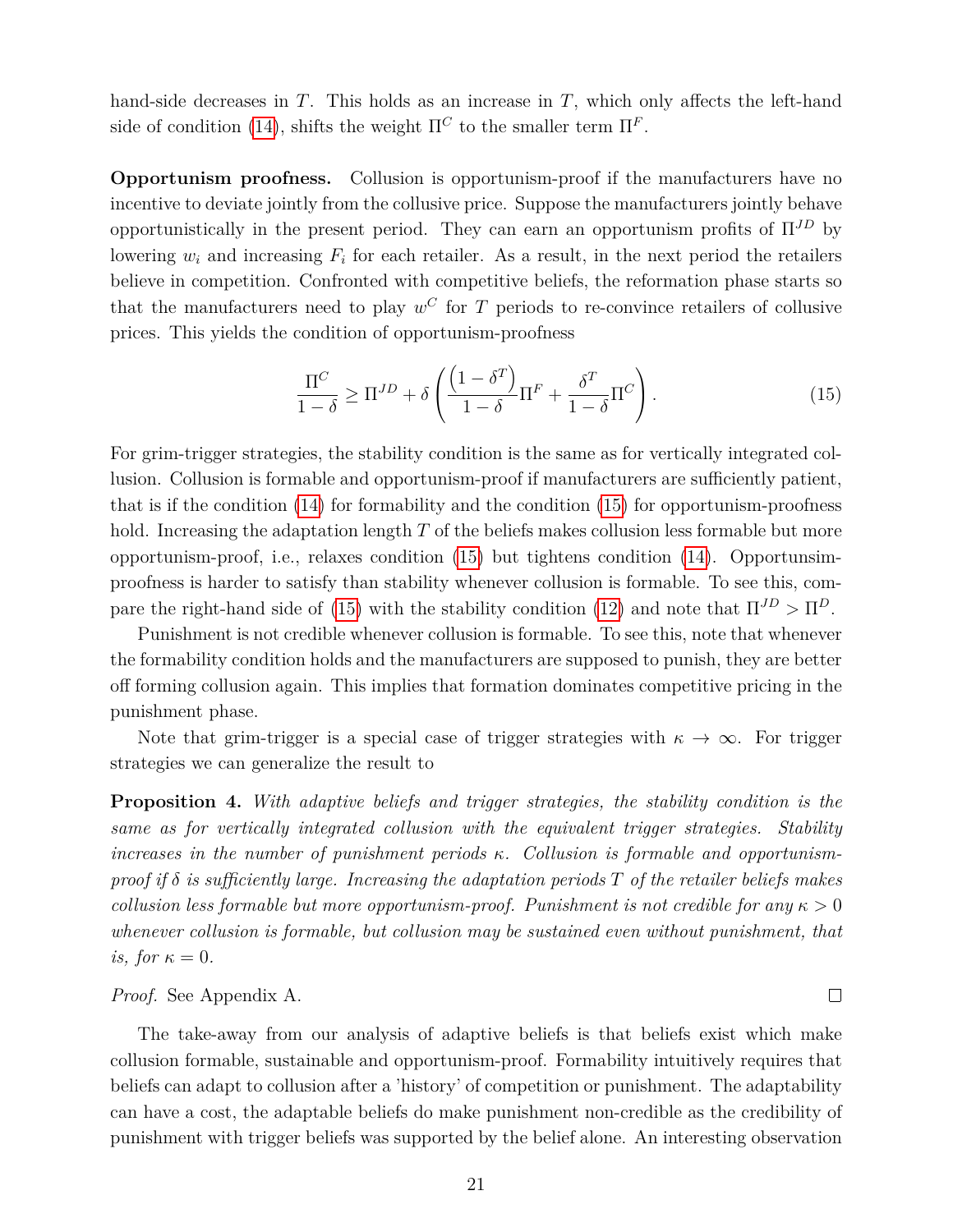hand-side decreases in $T$. This holds as an increase in $T$, which only affects the left-hand side of condition (14), shifts the weight $\Pi^C$ to the smaller term $\Pi^F$.

**Opportunism proofness.** Collusion is opportunism-proof if the manufacturers have no incentive to deviate jointly from the collusive price. Suppose the manufacturers jointly behave opportunistically in the present period. They can earn an opportunism profits of $\Pi^{JD}$ by lowering $w_i$ and increasing $F_i$ for each retailer. As a result, in the next period the retailers believe in competition. Confronted with competitive beliefs, the reformation phase starts so that the manufacturers need to play $w^C$ for $T$ periods to re-convince retailers of collusive prices. This yields the condition of opportunism-proofness

$$\frac{\Pi^C}{1-\delta} \geq \Pi^{JD} + \delta \left( \frac{\left(1-\delta^T\right)}{1-\delta} \Pi^F + \frac{\delta^T}{1-\delta} \Pi^C \right). \tag{15}$$

For grim-trigger strategies, the stability condition is the same as for vertically integrated collusion. Collusion is formable and opportunism-proof if manufacturers are sufficiently patient, that is if the condition (14) for formability and the condition (15) for opportunism-proofness hold. Increasing the adaptation length $T$ of the beliefs makes collusion less formable but more opportunism-proof, i.e., relaxes condition (15) but tightens condition (14). Opportunsim-proofness is harder to satisfy than stability whenever collusion is formable. To see this, compare the right-hand side of (15) with the stability condition (12) and note that $\Pi^{JD} > \Pi^D$.

Punishment is not credible whenever collusion is formable. To see this, note that whenever the formability condition holds and the manufacturers are supposed to punish, they are better off forming collusion again. This implies that formation dominates competitive pricing in the punishment phase.

Note that grim-trigger is a special case of trigger strategies with $\kappa \to \infty$. For trigger strategies we can generalize the result to

**Proposition 4.** *With adaptive beliefs and trigger strategies, the stability condition is the same as for vertically integrated collusion with the equivalent trigger strategies. Stability increases in the number of punishment periods $\kappa$. Collusion is formable and opportunism-proof if $\delta$ is sufficiently large. Increasing the adaptation periods $T$ of the retailer beliefs makes collusion less formable but more opportunism-proof. Punishment is not credible for any $\kappa > 0$ whenever collusion is formable, but collusion may be sustained even without punishment, that is, for $\kappa = 0$.*

*Proof.* See Appendix A. □

The take-away from our analysis of adaptive beliefs is that beliefs exist which make collusion formable, sustainable and opportunism-proof. Formability intuitively requires that beliefs can adapt to collusion after a 'history' of competition or punishment. The adaptability can have a cost, the adaptable beliefs do make punishment non-credible as the credibility of punishment with trigger beliefs was supported by the belief alone. An interesting observation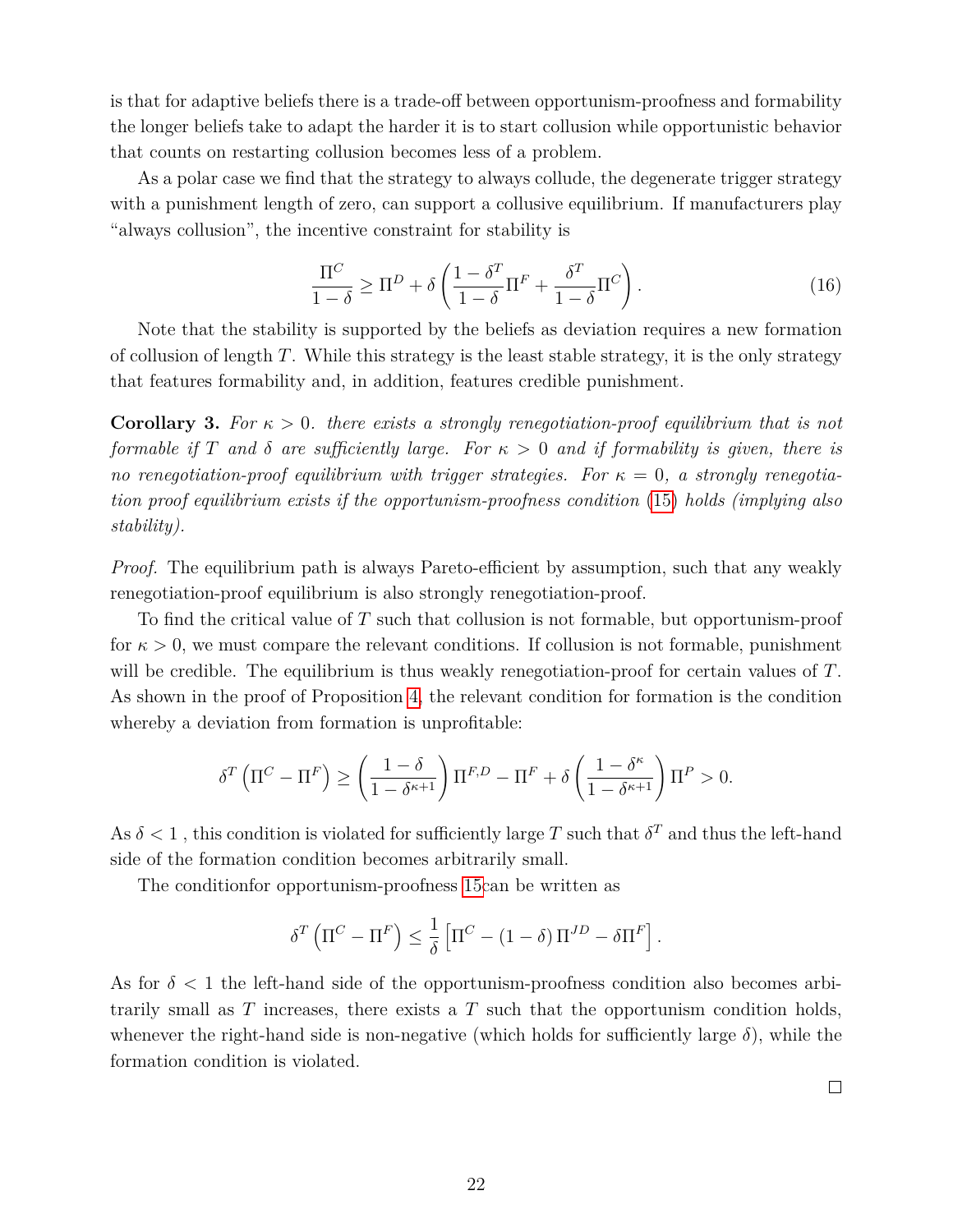is that for adaptive beliefs there is a trade-off between opportunism-proofness and formability the longer beliefs take to adapt the harder it is to start collusion while opportunistic behavior that counts on restarting collusion becomes less of a problem.

As a polar case we find that the strategy to always collude, the degenerate trigger strategy with a punishment length of zero, can support a collusive equilibrium. If manufacturers play "always collusion", the incentive constraint for stability is

$$\frac{\Pi^C}{1-\delta} \geq \Pi^D + \delta\left(\frac{1-\delta^T}{1-\delta}\Pi^F + \frac{\delta^T}{1-\delta}\Pi^C\right). \tag{16}$$

Note that the stability is supported by the beliefs as deviation requires a new formation of collusion of length $T$. While this strategy is the least stable strategy, it is the only strategy that features formability and, in addition, features credible punishment.

**Corollary 3.** *For $\kappa > 0$. there exists a strongly renegotiation-proof equilibrium that is not formable if $T$ and $\delta$ are sufficiently large. For $\kappa > 0$ and if formability is given, there is no renegotiation-proof equilibrium with trigger strategies. For $\kappa = 0$, a strongly renegotiation proof equilibrium exists if the opportunism-proofness condition (15) holds (implying also stability).*

*Proof.* The equilibrium path is always Pareto-efficient by assumption, such that any weakly renegotiation-proof equilibrium is also strongly renegotiation-proof.

To find the critical value of $T$ such that collusion is not formable, but opportunism-proof for $\kappa > 0$, we must compare the relevant conditions. If collusion is not formable, punishment will be credible. The equilibrium is thus weakly renegotiation-proof for certain values of $T$. As shown in the proof of Proposition 4, the relevant condition for formation is the condition whereby a deviation from formation is unprofitable:

$$\delta^T\left(\Pi^C - \Pi^F\right) \geq \left(\frac{1-\delta}{1-\delta^{\kappa+1}}\right)\Pi^{F,D} - \Pi^F + \delta\left(\frac{1-\delta^\kappa}{1-\delta^{\kappa+1}}\right)\Pi^P > 0.$$

As $\delta < 1$ , this condition is violated for sufficiently large $T$ such that $\delta^T$ and thus the left-hand side of the formation condition becomes arbitrarily small.

The conditionfor opportunism-proofness 15can be written as

$$\delta^T\left(\Pi^C - \Pi^F\right) \leq \frac{1}{\delta}\left[\Pi^C - (1-\delta)\Pi^{JD} - \delta\Pi^F\right].$$

As for $\delta < 1$ the left-hand side of the opportunism-proofness condition also becomes arbitrarily small as $T$ increases, there exists a $T$ such that the opportunism condition holds, whenever the right-hand side is non-negative (which holds for sufficiently large $\delta$), while the formation condition is violated.

□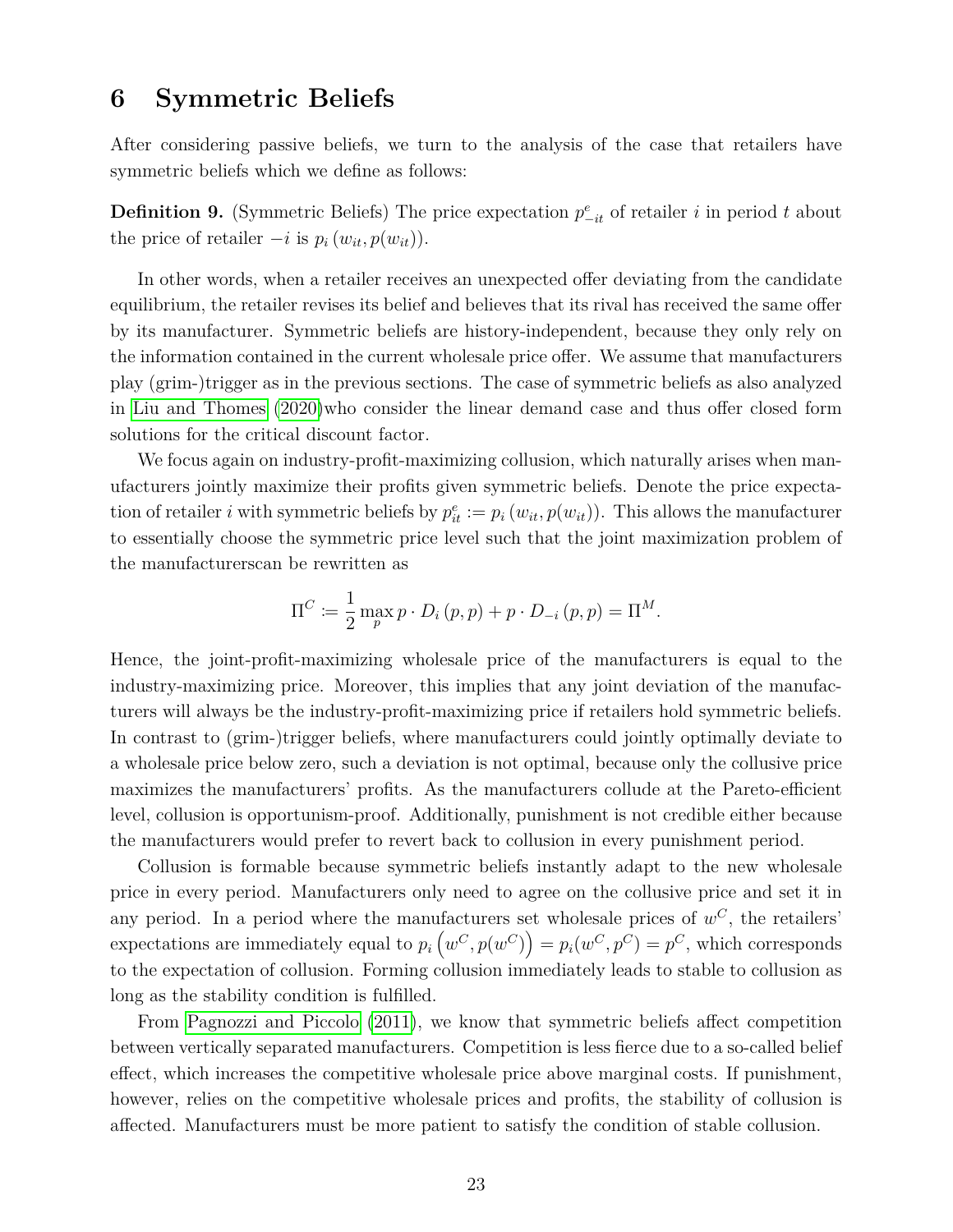# 6 Symmetric Beliefs

After considering passive beliefs, we turn to the analysis of the case that retailers have symmetric beliefs which we define as follows:

**Definition 9.** (Symmetric Beliefs) The price expectation $p^e_{-it}$ of retailer $i$ in period $t$ about the price of retailer $-i$ is $p_i\left(w_{it}, p(w_{it})\right)$.

In other words, when a retailer receives an unexpected offer deviating from the candidate equilibrium, the retailer revises its belief and believes that its rival has received the same offer by its manufacturer. Symmetric beliefs are history-independent, because they only rely on the information contained in the current wholesale price offer. We assume that manufacturers play (grim-)trigger as in the previous sections. The case of symmetric beliefs as also analyzed in Liu and Thomes (2020)who consider the linear demand case and thus offer closed form solutions for the critical discount factor.

We focus again on industry-profit-maximizing collusion, which naturally arises when manufacturers jointly maximize their profits given symmetric beliefs. Denote the price expectation of retailer $i$ with symmetric beliefs by $p^e_{it} := p_i\left(w_{it}, p(w_{it})\right)$. This allows the manufacturer to essentially choose the symmetric price level such that the joint maximization problem of the manufacturerscan be rewritten as

$$\Pi^C := \frac{1}{2} \max_p p \cdot D_i\left(p, p\right) + p \cdot D_{-i}\left(p, p\right) = \Pi^M.$$

Hence, the joint-profit-maximizing wholesale price of the manufacturers is equal to the industry-maximizing price. Moreover, this implies that any joint deviation of the manufacturers will always be the industry-profit-maximizing price if retailers hold symmetric beliefs. In contrast to (grim-)trigger beliefs, where manufacturers could jointly optimally deviate to a wholesale price below zero, such a deviation is not optimal, because only the collusive price maximizes the manufacturers' profits. As the manufacturers collude at the Pareto-efficient level, collusion is opportunism-proof. Additionally, punishment is not credible either because the manufacturers would prefer to revert back to collusion in every punishment period.

Collusion is formable because symmetric beliefs instantly adapt to the new wholesale price in every period. Manufacturers only need to agree on the collusive price and set it in any period. In a period where the manufacturers set wholesale prices of $w^C$, the retailers' expectations are immediately equal to $p_i\left(w^C, p(w^C)\right) = p_i(w^C, p^C) = p^C$, which corresponds to the expectation of collusion. Forming collusion immediately leads to stable to collusion as long as the stability condition is fulfilled.

From Pagnozzi and Piccolo (2011), we know that symmetric beliefs affect competition between vertically separated manufacturers. Competition is less fierce due to a so-called belief effect, which increases the competitive wholesale price above marginal costs. If punishment, however, relies on the competitive wholesale prices and profits, the stability of collusion is affected. Manufacturers must be more patient to satisfy the condition of stable collusion.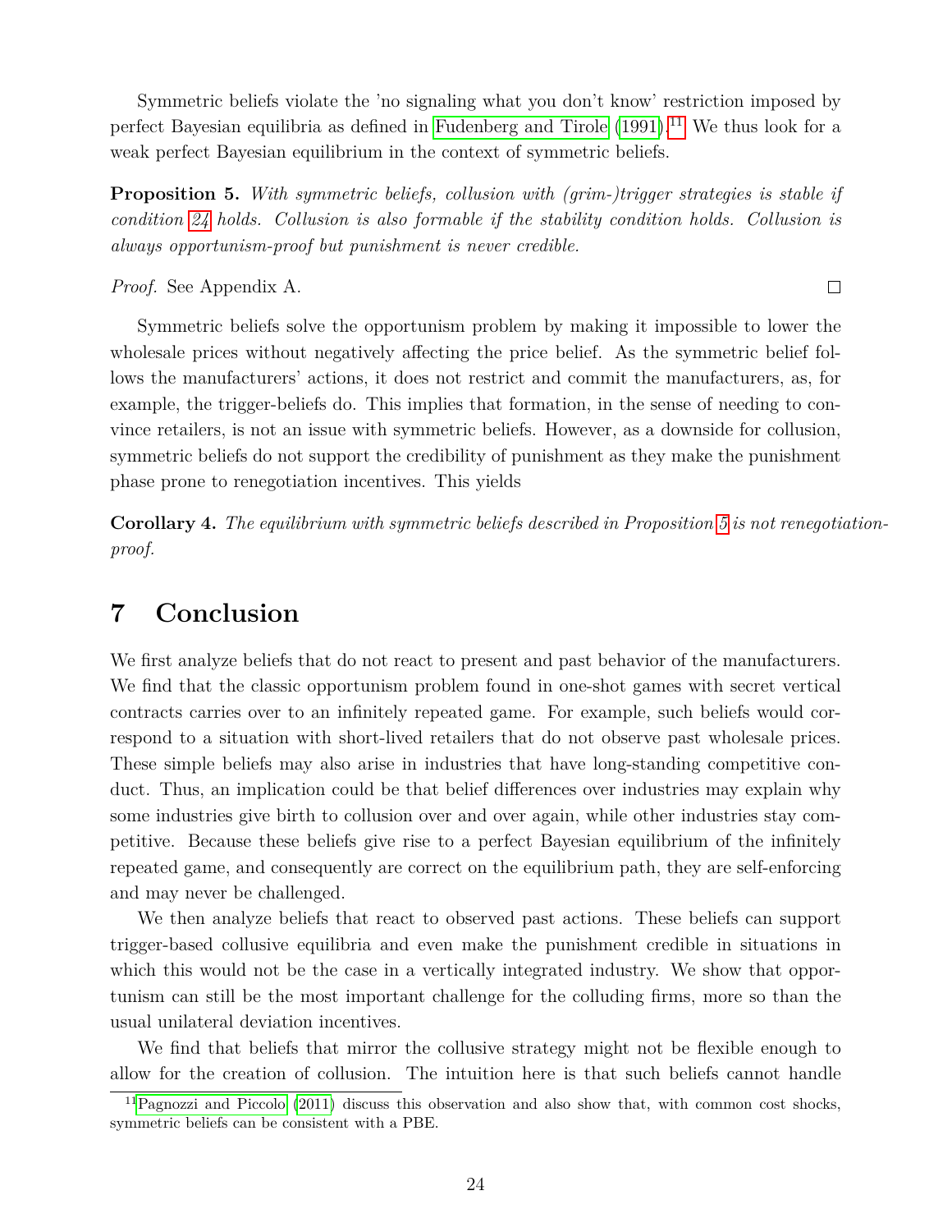Symmetric beliefs violate the 'no signaling what you don't know' restriction imposed by perfect Bayesian equilibria as defined in Fudenberg and Tirole (1991).[11] We thus look for a weak perfect Bayesian equilibrium in the context of symmetric beliefs.

**Proposition 5.** *With symmetric beliefs, collusion with (grim-)trigger strategies is stable if condition 24 holds. Collusion is also formable if the stability condition holds. Collusion is always opportunism-proof but punishment is never credible.*

*Proof.* See Appendix A. □

Symmetric beliefs solve the opportunism problem by making it impossible to lower the wholesale prices without negatively affecting the price belief. As the symmetric belief follows the manufacturers' actions, it does not restrict and commit the manufacturers, as, for example, the trigger-beliefs do. This implies that formation, in the sense of needing to convince retailers, is not an issue with symmetric beliefs. However, as a downside for collusion, symmetric beliefs do not support the credibility of punishment as they make the punishment phase prone to renegotiation incentives. This yields

**Corollary 4.** *The equilibrium with symmetric beliefs described in Proposition 5 is not renegotiation-proof.*

# 7 Conclusion

We first analyze beliefs that do not react to present and past behavior of the manufacturers. We find that the classic opportunism problem found in one-shot games with secret vertical contracts carries over to an infinitely repeated game. For example, such beliefs would correspond to a situation with short-lived retailers that do not observe past wholesale prices. These simple beliefs may also arise in industries that have long-standing competitive conduct. Thus, an implication could be that belief differences over industries may explain why some industries give birth to collusion over and over again, while other industries stay competitive. Because these beliefs give rise to a perfect Bayesian equilibrium of the infinitely repeated game, and consequently are correct on the equilibrium path, they are self-enforcing and may never be challenged.

We then analyze beliefs that react to observed past actions. These beliefs can support trigger-based collusive equilibria and even make the punishment credible in situations in which this would not be the case in a vertically integrated industry. We show that opportunism can still be the most important challenge for the colluding firms, more so than the usual unilateral deviation incentives.

We find that beliefs that mirror the collusive strategy might not be flexible enough to allow for the creation of collusion. The intuition here is that such beliefs cannot handle

[11] Pagnozzi and Piccolo (2011) discuss this observation and also show that, with common cost shocks, symmetric beliefs can be consistent with a PBE.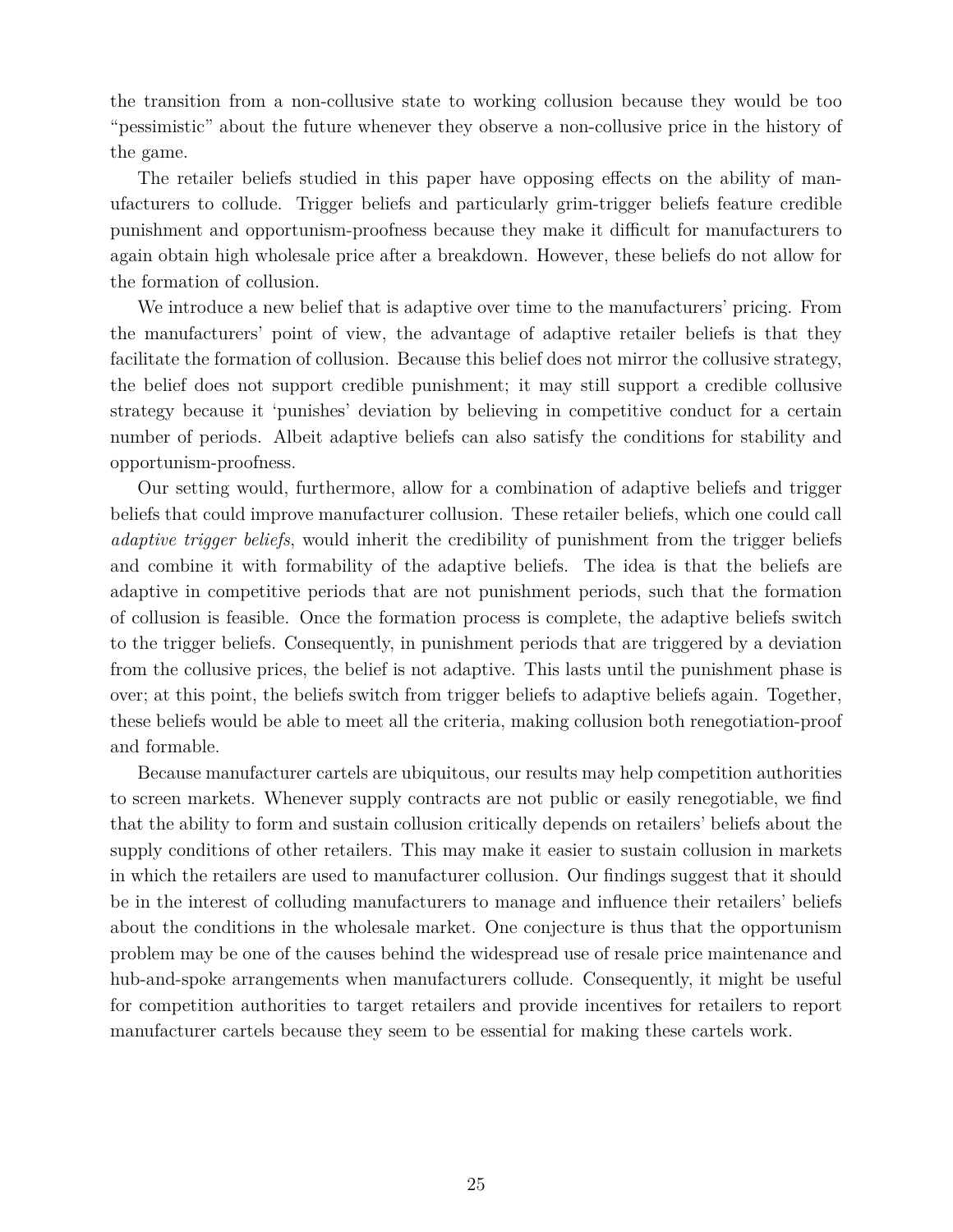the transition from a non-collusive state to working collusion because they would be too "pessimistic" about the future whenever they observe a non-collusive price in the history of the game.

The retailer beliefs studied in this paper have opposing effects on the ability of manufacturers to collude. Trigger beliefs and particularly grim-trigger beliefs feature credible punishment and opportunism-proofness because they make it difficult for manufacturers to again obtain high wholesale price after a breakdown. However, these beliefs do not allow for the formation of collusion.

We introduce a new belief that is adaptive over time to the manufacturers' pricing. From the manufacturers' point of view, the advantage of adaptive retailer beliefs is that they facilitate the formation of collusion. Because this belief does not mirror the collusive strategy, the belief does not support credible punishment; it may still support a credible collusive strategy because it 'punishes' deviation by believing in competitive conduct for a certain number of periods. Albeit adaptive beliefs can also satisfy the conditions for stability and opportunism-proofness.

Our setting would, furthermore, allow for a combination of adaptive beliefs and trigger beliefs that could improve manufacturer collusion. These retailer beliefs, which one could call *adaptive trigger beliefs*, would inherit the credibility of punishment from the trigger beliefs and combine it with formability of the adaptive beliefs. The idea is that the beliefs are adaptive in competitive periods that are not punishment periods, such that the formation of collusion is feasible. Once the formation process is complete, the adaptive beliefs switch to the trigger beliefs. Consequently, in punishment periods that are triggered by a deviation from the collusive prices, the belief is not adaptive. This lasts until the punishment phase is over; at this point, the beliefs switch from trigger beliefs to adaptive beliefs again. Together, these beliefs would be able to meet all the criteria, making collusion both renegotiation-proof and formable.

Because manufacturer cartels are ubiquitous, our results may help competition authorities to screen markets. Whenever supply contracts are not public or easily renegotiable, we find that the ability to form and sustain collusion critically depends on retailers' beliefs about the supply conditions of other retailers. This may make it easier to sustain collusion in markets in which the retailers are used to manufacturer collusion. Our findings suggest that it should be in the interest of colluding manufacturers to manage and influence their retailers' beliefs about the conditions in the wholesale market. One conjecture is thus that the opportunism problem may be one of the causes behind the widespread use of resale price maintenance and hub-and-spoke arrangements when manufacturers collude. Consequently, it might be useful for competition authorities to target retailers and provide incentives for retailers to report manufacturer cartels because they seem to be essential for making these cartels work.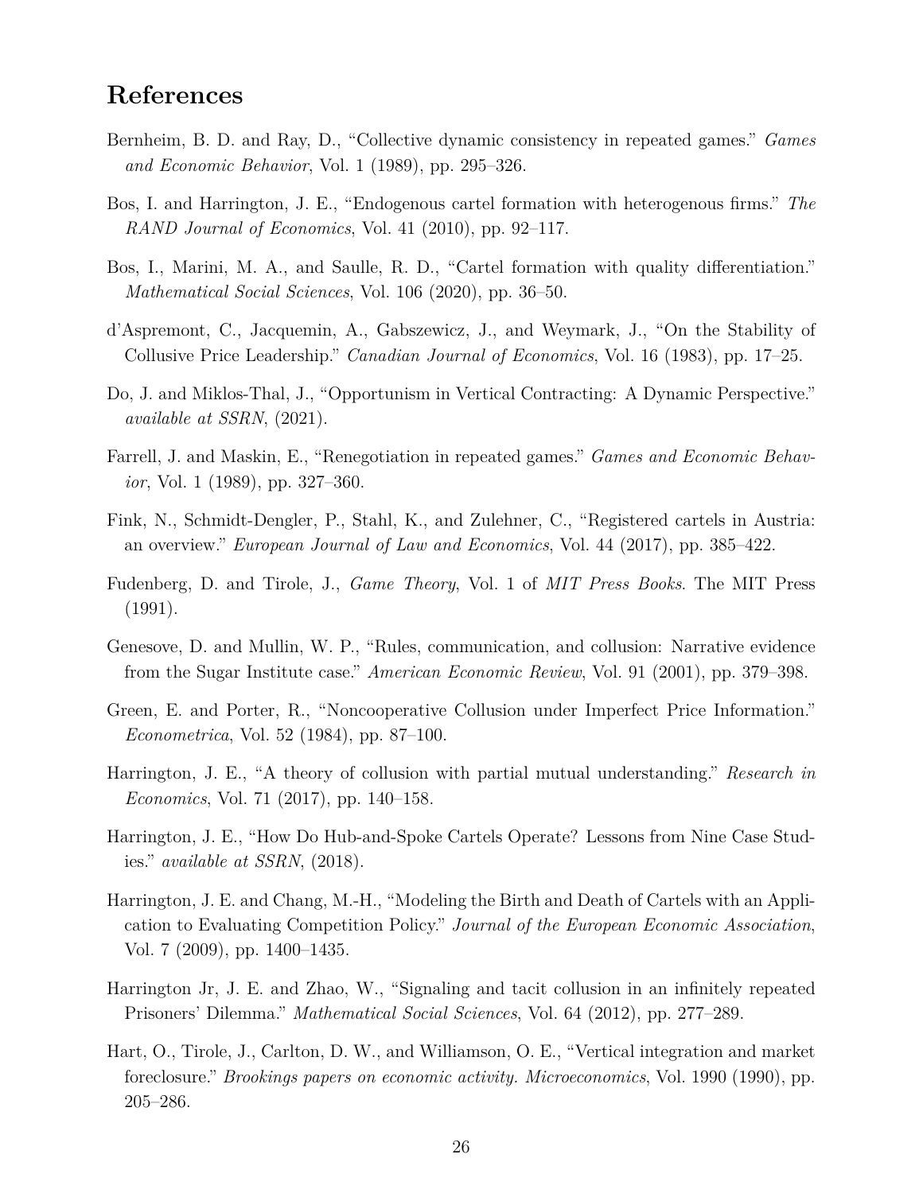# References

Bernheim, B. D. and Ray, D., “Collective dynamic consistency in repeated games.” *Games and Economic Behavior*, Vol. 1 (1989), pp. 295–326.

Bos, I. and Harrington, J. E., “Endogenous cartel formation with heterogenous firms.” *The RAND Journal of Economics*, Vol. 41 (2010), pp. 92–117.

Bos, I., Marini, M. A., and Saulle, R. D., “Cartel formation with quality differentiation.” *Mathematical Social Sciences*, Vol. 106 (2020), pp. 36–50.

d’Aspremont, C., Jacquemin, A., Gabszewicz, J., and Weymark, J., “On the Stability of Collusive Price Leadership.” *Canadian Journal of Economics*, Vol. 16 (1983), pp. 17–25.

Do, J. and Miklos-Thal, J., “Opportunism in Vertical Contracting: A Dynamic Perspective.” *available at SSRN*, (2021).

Farrell, J. and Maskin, E., “Renegotiation in repeated games.” *Games and Economic Behavior*, Vol. 1 (1989), pp. 327–360.

Fink, N., Schmidt-Dengler, P., Stahl, K., and Zulehner, C., “Registered cartels in Austria: an overview.” *European Journal of Law and Economics*, Vol. 44 (2017), pp. 385–422.

Fudenberg, D. and Tirole, J., *Game Theory*, Vol. 1 of *MIT Press Books*. The MIT Press (1991).

Genesove, D. and Mullin, W. P., “Rules, communication, and collusion: Narrative evidence from the Sugar Institute case.” *American Economic Review*, Vol. 91 (2001), pp. 379–398.

Green, E. and Porter, R., “Noncooperative Collusion under Imperfect Price Information.” *Econometrica*, Vol. 52 (1984), pp. 87–100.

Harrington, J. E., “A theory of collusion with partial mutual understanding.” *Research in Economics*, Vol. 71 (2017), pp. 140–158.

Harrington, J. E., “How Do Hub-and-Spoke Cartels Operate? Lessons from Nine Case Studies.” *available at SSRN*, (2018).

Harrington, J. E. and Chang, M.-H., “Modeling the Birth and Death of Cartels with an Application to Evaluating Competition Policy.” *Journal of the European Economic Association*, Vol. 7 (2009), pp. 1400–1435.

Harrington Jr, J. E. and Zhao, W., “Signaling and tacit collusion in an infinitely repeated Prisoners’ Dilemma.” *Mathematical Social Sciences*, Vol. 64 (2012), pp. 277–289.

Hart, O., Tirole, J., Carlton, D. W., and Williamson, O. E., “Vertical integration and market foreclosure.” *Brookings papers on economic activity. Microeconomics*, Vol. 1990 (1990), pp. 205–286.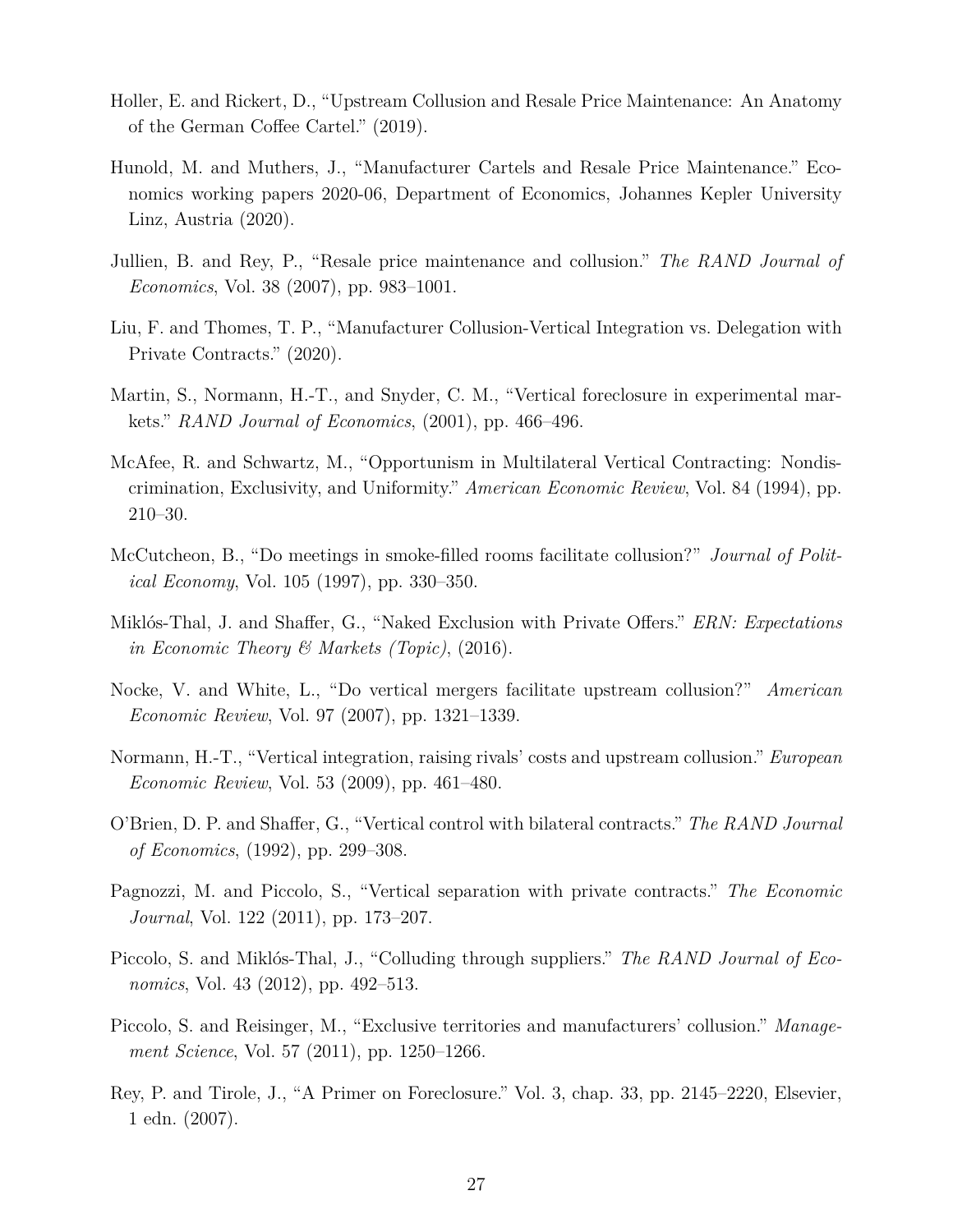Holler, E. and Rickert, D., "Upstream Collusion and Resale Price Maintenance: An Anatomy of the German Coffee Cartel." (2019).

Hunold, M. and Muthers, J., "Manufacturer Cartels and Resale Price Maintenance." Economics working papers 2020-06, Department of Economics, Johannes Kepler University Linz, Austria (2020).

Jullien, B. and Rey, P., "Resale price maintenance and collusion." *The RAND Journal of Economics*, Vol. 38 (2007), pp. 983–1001.

Liu, F. and Thomes, T. P., "Manufacturer Collusion-Vertical Integration vs. Delegation with Private Contracts." (2020).

Martin, S., Normann, H.-T., and Snyder, C. M., "Vertical foreclosure in experimental markets." *RAND Journal of Economics*, (2001), pp. 466–496.

McAfee, R. and Schwartz, M., "Opportunism in Multilateral Vertical Contracting: Nondiscrimination, Exclusivity, and Uniformity." *American Economic Review*, Vol. 84 (1994), pp. 210–30.

McCutcheon, B., "Do meetings in smoke-filled rooms facilitate collusion?" *Journal of Political Economy*, Vol. 105 (1997), pp. 330–350.

Miklós-Thal, J. and Shaffer, G., "Naked Exclusion with Private Offers." *ERN: Expectations in Economic Theory & Markets (Topic)*, (2016).

Nocke, V. and White, L., "Do vertical mergers facilitate upstream collusion?" *American Economic Review*, Vol. 97 (2007), pp. 1321–1339.

Normann, H.-T., "Vertical integration, raising rivals' costs and upstream collusion." *European Economic Review*, Vol. 53 (2009), pp. 461–480.

O'Brien, D. P. and Shaffer, G., "Vertical control with bilateral contracts." *The RAND Journal of Economics*, (1992), pp. 299–308.

Pagnozzi, M. and Piccolo, S., "Vertical separation with private contracts." *The Economic Journal*, Vol. 122 (2011), pp. 173–207.

Piccolo, S. and Miklós-Thal, J., "Colluding through suppliers." *The RAND Journal of Economics*, Vol. 43 (2012), pp. 492–513.

Piccolo, S. and Reisinger, M., "Exclusive territories and manufacturers' collusion." *Management Science*, Vol. 57 (2011), pp. 1250–1266.

Rey, P. and Tirole, J., "A Primer on Foreclosure." Vol. 3, chap. 33, pp. 2145–2220, Elsevier, 1 edn. (2007).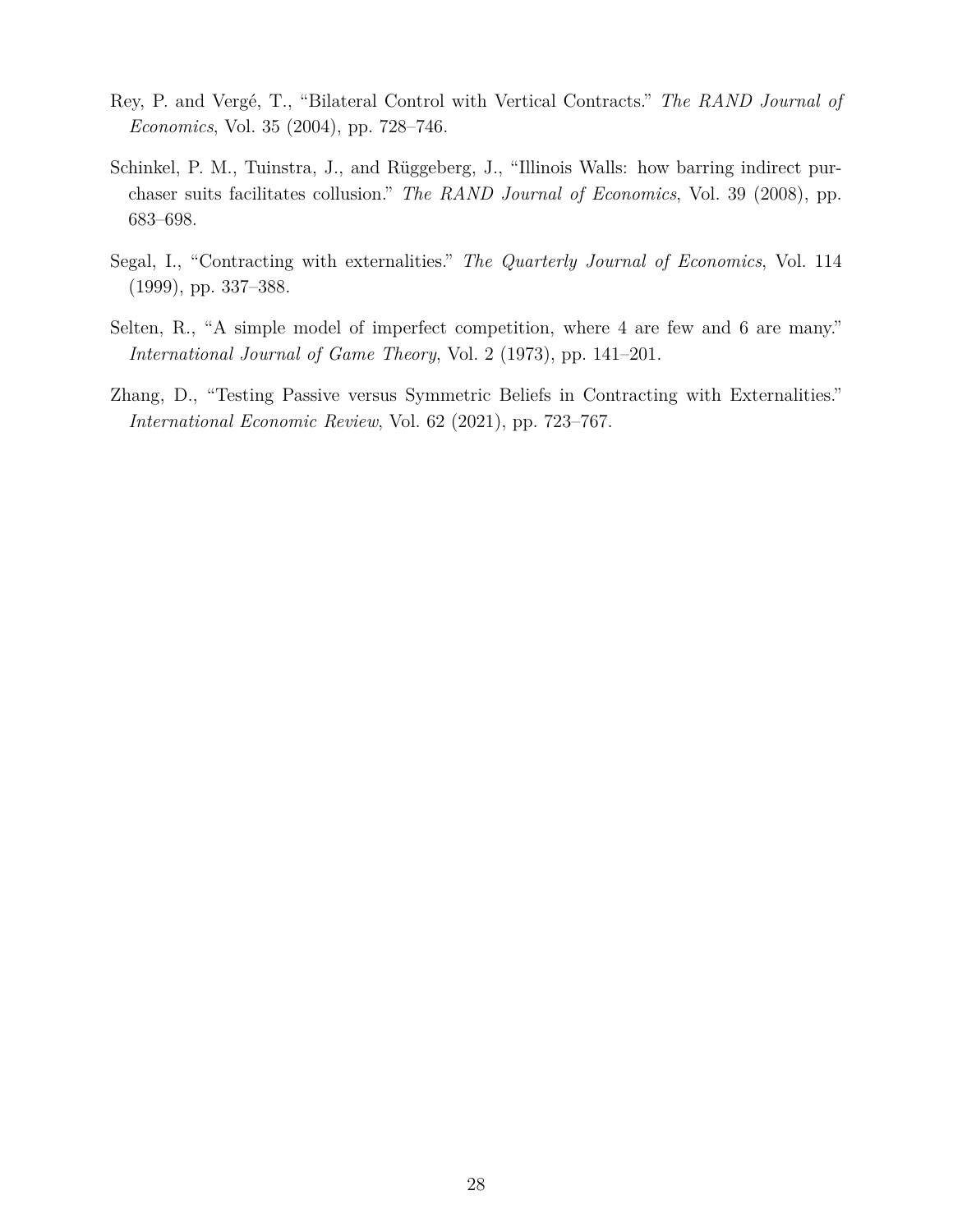Rey, P. and Vergé, T., "Bilateral Control with Vertical Contracts." *The RAND Journal of Economics*, Vol. 35 (2004), pp. 728–746.

Schinkel, P. M., Tuinstra, J., and Rüggeberg, J., "Illinois Walls: how barring indirect purchaser suits facilitates collusion." *The RAND Journal of Economics*, Vol. 39 (2008), pp. 683–698.

Segal, I., "Contracting with externalities." *The Quarterly Journal of Economics*, Vol. 114 (1999), pp. 337–388.

Selten, R., "A simple model of imperfect competition, where 4 are few and 6 are many." *International Journal of Game Theory*, Vol. 2 (1973), pp. 141–201.

Zhang, D., "Testing Passive versus Symmetric Beliefs in Contracting with Externalities." *International Economic Review*, Vol. 62 (2021), pp. 723–767.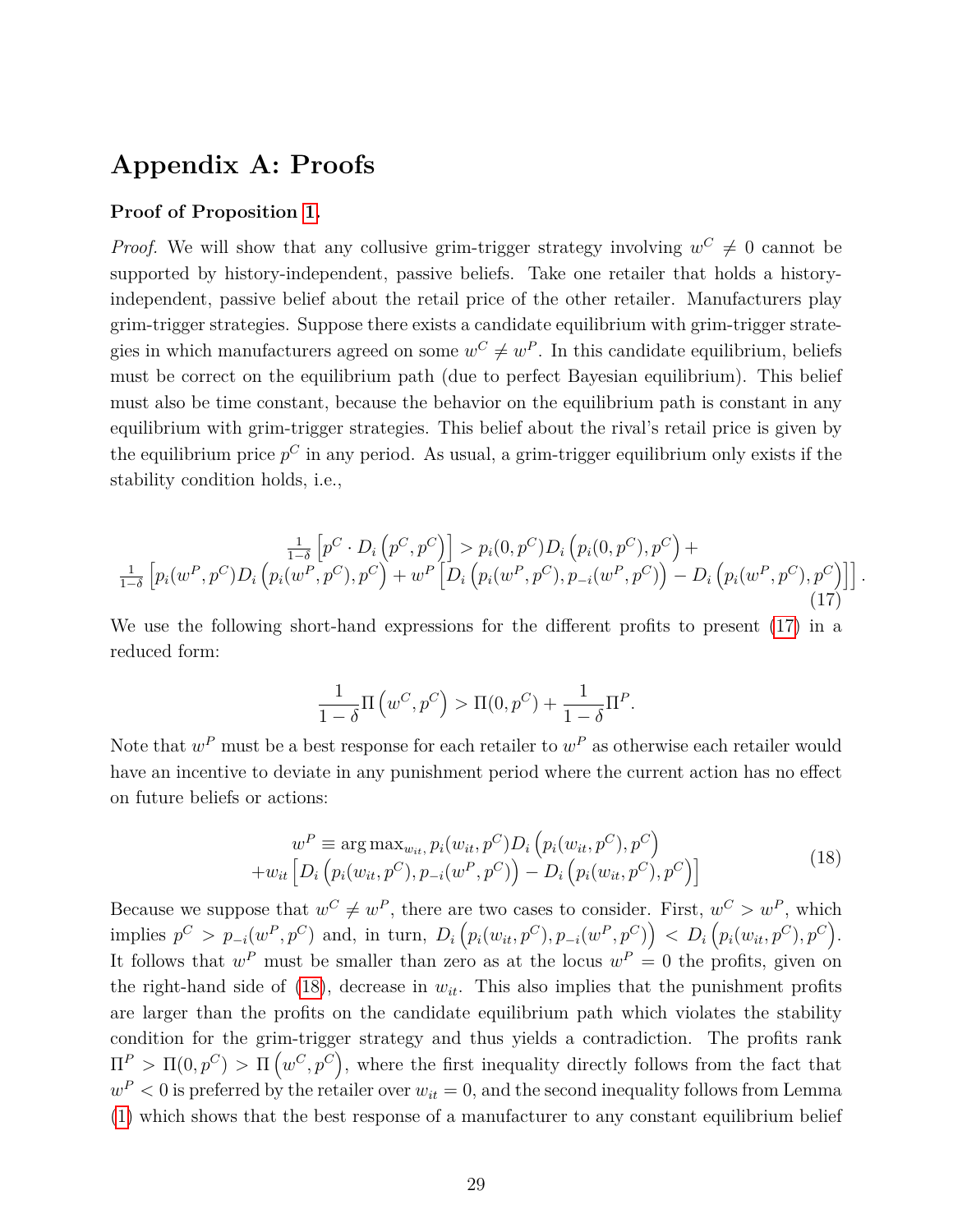# Appendix A: Proofs

**Proof of Proposition 1.**

*Proof.* We will show that any collusive grim-trigger strategy involving $w^C \neq 0$ cannot be supported by history-independent, passive beliefs. Take one retailer that holds a history-independent, passive belief about the retail price of the other retailer. Manufacturers play grim-trigger strategies. Suppose there exists a candidate equilibrium with grim-trigger strategies in which manufacturers agreed on some $w^C \neq w^P$. In this candidate equilibrium, beliefs must be correct on the equilibrium path (due to perfect Bayesian equilibrium). This belief must also be time constant, because the behavior on the equilibrium path is constant in any equilibrium with grim-trigger strategies. This belief about the rival's retail price is given by the equilibrium price $p^C$ in any period. As usual, a grim-trigger equilibrium only exists if the stability condition holds, i.e.,

$$
\begin{aligned}
&\tfrac{1}{1-\delta}\left[p^C \cdot D_i\left(p^C, p^C\right)\right] > p_i(0,p^C) D_i\left(p_i(0,p^C), p^C\right) + \\
&\tfrac{1}{1-\delta}\left[p_i(w^P,p^C) D_i\left(p_i(w^P,p^C), p^C\right) + w^P\left[D_i\left(p_i(w^P,p^C), p_{-i}(w^P,p^C)\right) - D_i\left(p_i(w^P,p^C), p^C\right)\right]\right].
\end{aligned} \tag{17}
$$

We use the following short-hand expressions for the different profits to present (17) in a reduced form:

$$
\frac{1}{1-\delta}\Pi\left(w^C, p^C\right) > \Pi(0, p^C) + \frac{1}{1-\delta}\Pi^P.
$$

Note that $w^P$ must be a best response for each retailer to $w^P$ as otherwise each retailer would have an incentive to deviate in any punishment period where the current action has no effect on future beliefs or actions:

$$
\begin{aligned}
w^P \equiv \arg\max_{w_{it}} \, & p_i(w_{it}, p^C) D_i\left(p_i(w_{it}, p^C), p^C\right) \\
&+ w_{it}\left[D_i\left(p_i(w_{it}, p^C), p_{-i}(w^P, p^C)\right) - D_i\left(p_i(w_{it}, p^C), p^C\right)\right]
\end{aligned} \tag{18}
$$

Because we suppose that $w^C \neq w^P$, there are two cases to consider. First, $w^C > w^P$, which implies $p^C > p_{-i}(w^P, p^C)$ and, in turn, $D_i\left(p_i(w_{it}, p^C), p_{-i}(w^P, p^C)\right) < D_i\left(p_i(w_{it}, p^C), p^C\right)$. It follows that $w^P$ must be smaller than zero as at the locus $w^P = 0$ the profits, given on the right-hand side of (18), decrease in $w_{it}$. This also implies that the punishment profits are larger than the profits on the candidate equilibrium path which violates the stability condition for the grim-trigger strategy and thus yields a contradiction. The profits rank $\Pi^P > \Pi(0, p^C) > \Pi\left(w^C, p^C\right)$, where the first inequality directly follows from the fact that $w^P < 0$ is preferred by the retailer over $w_{it} = 0$, and the second inequality follows from Lemma (1) which shows that the best response of a manufacturer to any constant equilibrium belief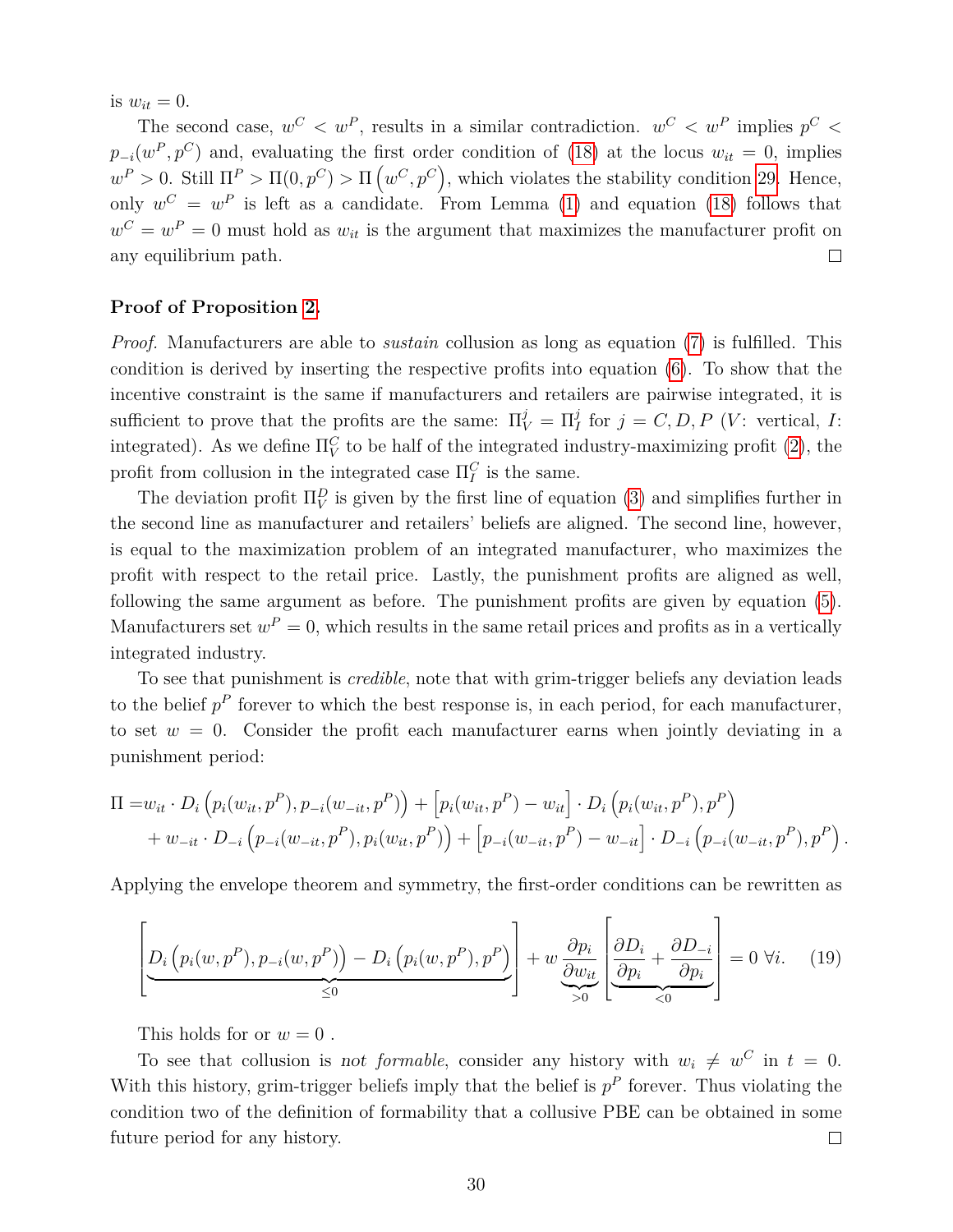is $w_{it} = 0$.

The second case, $w^C < w^P$, results in a similar contradiction. $w^C < w^P$ implies $p^C < p_{-i}(w^P, p^C)$ and, evaluating the first order condition of (18) at the locus $w_{it} = 0$, implies $w^P > 0$. Still $\Pi^P > \Pi(0, p^C) > \Pi\left(w^C, p^C\right)$, which violates the stability condition 29. Hence, only $w^C = w^P$ is left as a candidate. From Lemma (1) and equation (18) follows that $w^C = w^P = 0$ must hold as $w_{it}$ is the argument that maximizes the manufacturer profit on any equilibrium path. □

**Proof of Proposition 2.**

*Proof.* Manufacturers are able to *sustain* collusion as long as equation (7) is fulfilled. This condition is derived by inserting the respective profits into equation (6). To show that the incentive constraint is the same if manufacturers and retailers are pairwise integrated, it is sufficient to prove that the profits are the same: $\Pi_V^j = \Pi_I^j$ for $j = C, D, P$ ($V$: vertical, $I$: integrated). As we define $\Pi_V^C$ to be half of the integrated industry-maximizing profit (2), the profit from collusion in the integrated case $\Pi_I^C$ is the same.

The deviation profit $\Pi_V^D$ is given by the first line of equation (3) and simplifies further in the second line as manufacturer and retailers' beliefs are aligned. The second line, however, is equal to the maximization problem of an integrated manufacturer, who maximizes the profit with respect to the retail price. Lastly, the punishment profits are aligned as well, following the same argument as before. The punishment profits are given by equation (5). Manufacturers set $w^P = 0$, which results in the same retail prices and profits as in a vertically integrated industry.

To see that punishment is *credible*, note that with grim-trigger beliefs any deviation leads to the belief $p^P$ forever to which the best response is, in each period, for each manufacturer, to set $w = 0$. Consider the profit each manufacturer earns when jointly deviating in a punishment period:

$$
\begin{aligned}
\Pi =& w_{it} \cdot D_i\left(p_i(w_{it}, p^P), p_{-i}(w_{-it}, p^P)\right) + \left[p_i(w_{it}, p^P) - w_{it}\right] \cdot D_i\left(p_i(w_{it}, p^P), p^P\right) \\
&+ w_{-it} \cdot D_{-i}\left(p_{-i}(w_{-it}, p^P), p_i(w_{it}, p^P)\right) + \left[p_{-i}(w_{-it}, p^P) - w_{-it}\right] \cdot D_{-i}\left(p_{-i}(w_{-it}, p^P), p^P\right).
\end{aligned}
$$

Applying the envelope theorem and symmetry, the first-order conditions can be rewritten as

$$
\left[\underbrace{D_i\left(p_i(w, p^P), p_{-i}(w, p^P)\right) - D_i\left(p_i(w, p^P), p^P\right)}_{\leq 0}\right] + w \underbrace{\frac{\partial p_i}{\partial w_{it}}}_{>0} \left[\underbrace{\frac{\partial D_i}{\partial p_i} + \frac{\partial D_{-i}}{\partial p_i}}_{<0}\right] = 0 \ \forall i. \quad (19)
$$

This holds for or $w = 0$ .

To see that collusion is *not formable*, consider any history with $w_i \neq w^C$ in $t = 0$. With this history, grim-trigger beliefs imply that the belief is $p^P$ forever. Thus violating the condition two of the definition of formability that a collusive PBE can be obtained in some future period for any history. □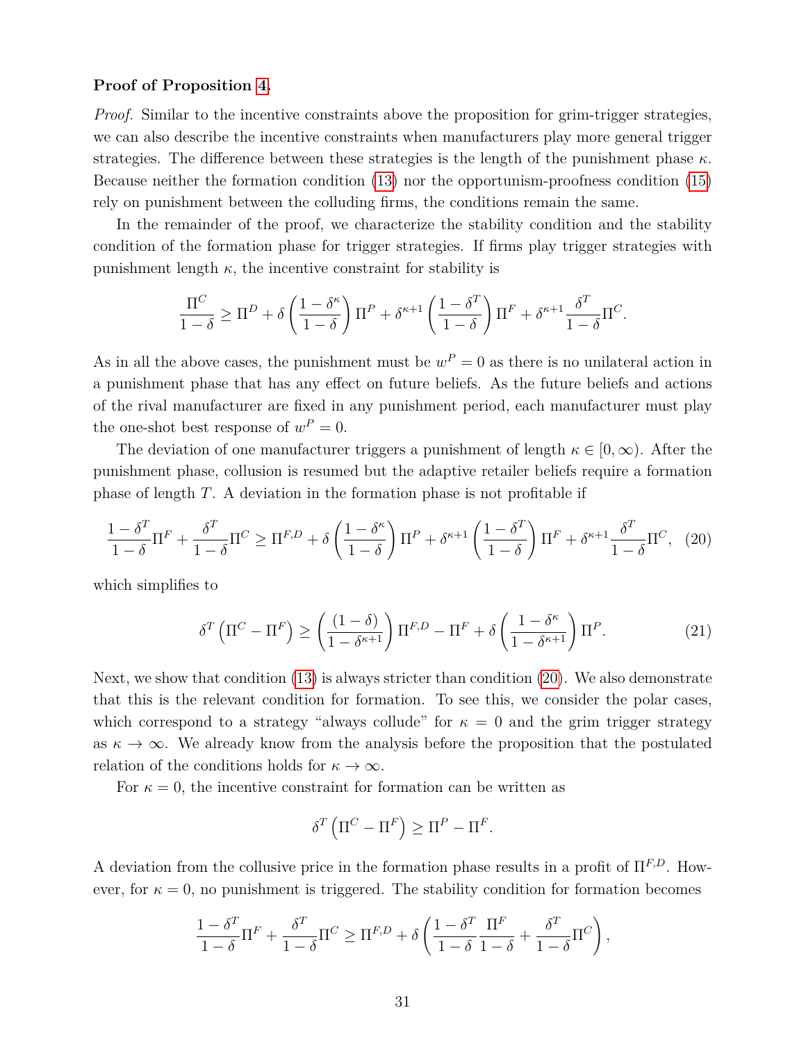**Proof of Proposition 4.**

*Proof.* Similar to the incentive constraints above the proposition for grim-trigger strategies, we can also describe the incentive constraints when manufacturers play more general trigger strategies. The difference between these strategies is the length of the punishment phase $\kappa$. Because neither the formation condition (13) nor the opportunism-proofness condition (15) rely on punishment between the colluding firms, the conditions remain the same.

In the remainder of the proof, we characterize the stability condition and the stability condition of the formation phase for trigger strategies. If firms play trigger strategies with punishment length $\kappa$, the incentive constraint for stability is

$$\frac{\Pi^C}{1-\delta} \geq \Pi^D + \delta\left(\frac{1-\delta^\kappa}{1-\delta}\right)\Pi^P + \delta^{\kappa+1}\left(\frac{1-\delta^T}{1-\delta}\right)\Pi^F + \delta^{\kappa+1}\frac{\delta^T}{1-\delta}\Pi^C.$$

As in all the above cases, the punishment must be $w^P = 0$ as there is no unilateral action in a punishment phase that has any effect on future beliefs. As the future beliefs and actions of the rival manufacturer are fixed in any punishment period, each manufacturer must play the one-shot best response of $w^P = 0$.

The deviation of one manufacturer triggers a punishment of length $\kappa \in [0, \infty)$. After the punishment phase, collusion is resumed but the adaptive retailer beliefs require a formation phase of length $T$. A deviation in the formation phase is not profitable if

$$\frac{1-\delta^T}{1-\delta}\Pi^F + \frac{\delta^T}{1-\delta}\Pi^C \geq \Pi^{F,D} + \delta\left(\frac{1-\delta^\kappa}{1-\delta}\right)\Pi^P + \delta^{\kappa+1}\left(\frac{1-\delta^T}{1-\delta}\right)\Pi^F + \delta^{\kappa+1}\frac{\delta^T}{1-\delta}\Pi^C, \quad (20)$$

which simplifies to

$$\delta^T\left(\Pi^C - \Pi^F\right) \geq \left(\frac{(1-\delta)}{1-\delta^{\kappa+1}}\right)\Pi^{F,D} - \Pi^F + \delta\left(\frac{1-\delta^\kappa}{1-\delta^{\kappa+1}}\right)\Pi^P. \quad (21)$$

Next, we show that condition (13) is always stricter than condition (20). We also demonstrate that this is the relevant condition for formation. To see this, we consider the polar cases, which correspond to a strategy "always collude" for $\kappa = 0$ and the grim trigger strategy as $\kappa \to \infty$. We already know from the analysis before the proposition that the postulated relation of the conditions holds for $\kappa \to \infty$.

For $\kappa = 0$, the incentive constraint for formation can be written as

$$\delta^T\left(\Pi^C - \Pi^F\right) \geq \Pi^P - \Pi^F.$$

A deviation from the collusive price in the formation phase results in a profit of $\Pi^{F,D}$. However, for $\kappa = 0$, no punishment is triggered. The stability condition for formation becomes

$$\frac{1-\delta^T}{1-\delta}\Pi^F + \frac{\delta^T}{1-\delta}\Pi^C \geq \Pi^{F,D} + \delta\left(\frac{1-\delta^T}{1-\delta}\frac{\Pi^F}{1-\delta} + \frac{\delta^T}{1-\delta}\Pi^C\right),$$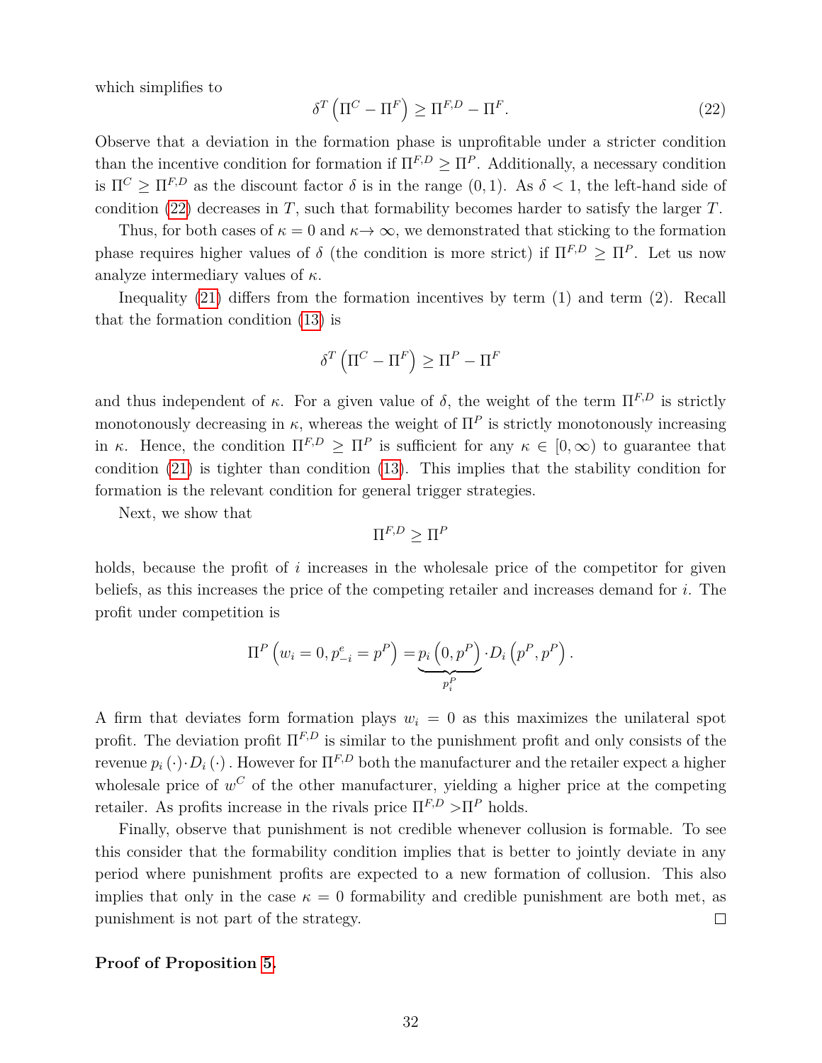which simplifies to

$$\delta^T \left( \Pi^C - \Pi^F \right) \geq \Pi^{F,D} - \Pi^F. \tag{22}$$

Observe that a deviation in the formation phase is unprofitable under a stricter condition than the incentive condition for formation if $\Pi^{F,D} \geq \Pi^P$. Additionally, a necessary condition is $\Pi^C \geq \Pi^{F,D}$ as the discount factor $\delta$ is in the range $(0, 1)$. As $\delta < 1$, the left-hand side of condition (22) decreases in $T$, such that formability becomes harder to satisfy the larger $T$.

Thus, for both cases of $\kappa = 0$ and $\kappa \to \infty$, we demonstrated that sticking to the formation phase requires higher values of $\delta$ (the condition is more strict) if $\Pi^{F,D} \geq \Pi^P$. Let us now analyze intermediary values of $\kappa$.

Inequality (21) differs from the formation incentives by term (1) and term (2). Recall that the formation condition (13) is

$$\delta^T \left( \Pi^C - \Pi^F \right) \geq \Pi^P - \Pi^F$$

and thus independent of $\kappa$. For a given value of $\delta$, the weight of the term $\Pi^{F,D}$ is strictly monotonously decreasing in $\kappa$, whereas the weight of $\Pi^P$ is strictly monotonously increasing in $\kappa$. Hence, the condition $\Pi^{F,D} \geq \Pi^P$ is sufficient for any $\kappa \in [0, \infty)$ to guarantee that condition (21) is tighter than condition (13). This implies that the stability condition for formation is the relevant condition for general trigger strategies.

Next, we show that

$$\Pi^{F,D} \geq \Pi^P$$

holds, because the profit of $i$ increases in the wholesale price of the competitor for given beliefs, as this increases the price of the competing retailer and increases demand for $i$. The profit under competition is

$$\Pi^P \left( w_i = 0, p^e_{-i} = p^P \right) = \underbrace{p_i \left( 0, p^P \right)}_{p_i^P} \cdot D_i \left( p^P, p^P \right).$$

A firm that deviates form formation plays $w_i = 0$ as this maximizes the unilateral spot profit. The deviation profit $\Pi^{F,D}$ is similar to the punishment profit and only consists of the revenue $p_i (\cdot) \cdot D_i (\cdot)$. However for $\Pi^{F,D}$ both the manufacturer and the retailer expect a higher wholesale price of $w^C$ of the other manufacturer, yielding a higher price at the competing retailer. As profits increase in the rivals price $\Pi^{F,D} > \Pi^P$ holds.

Finally, observe that punishment is not credible whenever collusion is formable. To see this consider that the formability condition implies that is better to jointly deviate in any period where punishment profits are expected to a new formation of collusion. This also implies that only in the case $\kappa = 0$ formability and credible punishment are both met, as punishment is not part of the strategy. □

**Proof of Proposition 5.**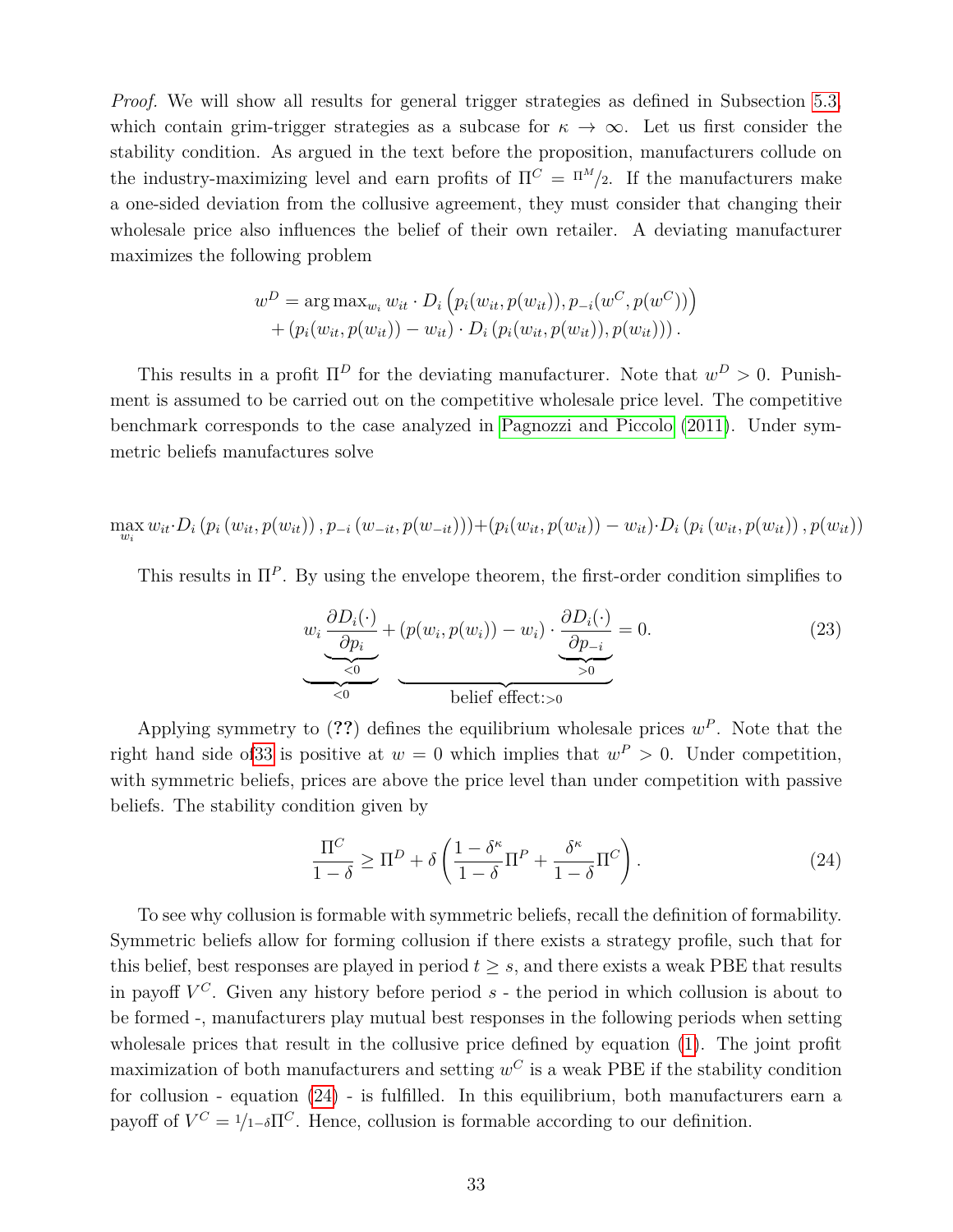*Proof.* We will show all results for general trigger strategies as defined in Subsection 5.3, which contain grim-trigger strategies as a subcase for $\kappa \to \infty$. Let us first consider the stability condition. As argued in the text before the proposition, manufacturers collude on the industry-maximizing level and earn profits of $\Pi^C = \Pi^M/2$. If the manufacturers make a one-sided deviation from the collusive agreement, they must consider that changing their wholesale price also influences the belief of their own retailer. A deviating manufacturer maximizes the following problem

$$
\begin{aligned}
w^D = \arg\max_{w_i} \, & w_{it} \cdot D_i\left(p_i(w_{it}, p(w_{it})), p_{-i}(w^C, p(w^C))\right) \\
& + (p_i(w_{it}, p(w_{it})) - w_{it}) \cdot D_i\left(p_i(w_{it}, p(w_{it})), p(w_{it})\right).
\end{aligned}
$$

This results in a profit $\Pi^D$ for the deviating manufacturer. Note that $w^D > 0$. Punishment is assumed to be carried out on the competitive wholesale price level. The competitive benchmark corresponds to the case analyzed in Pagnozzi and Piccolo (2011). Under symmetric beliefs manufactures solve

$$
\max_{w_i} w_{it} \cdot D_i\left(p_i\left(w_{it}, p(w_{it})\right), p_{-i}\left(w_{-it}, p(w_{-it})\right)\right) + \left(p_i(w_{it}, p(w_{it})) - w_{it}\right) \cdot D_i\left(p_i\left(w_{it}, p(w_{it})\right), p(w_{it})\right)
$$

This results in $\Pi^P$. By using the envelope theorem, the first-order condition simplifies to

$$
\underbrace{w_i \underbrace{\frac{\partial D_i(\cdot)}{\partial p_i}}_{<0}}_{<0} + \underbrace{(p(w_i, p(w_i)) - w_i) \cdot \underbrace{\frac{\partial D_i(\cdot)}{\partial p_{-i}}}_{>0}}_{\text{belief effect:}>0} = 0. \tag{23}
$$

Applying symmetry to (**??**) defines the equilibrium wholesale prices $w^P$. Note that the right hand side of33 is positive at $w = 0$ which implies that $w^P > 0$. Under competition, with symmetric beliefs, prices are above the price level than under competition with passive beliefs. The stability condition given by

$$
\frac{\Pi^C}{1-\delta} \geq \Pi^D + \delta\left(\frac{1-\delta^\kappa}{1-\delta}\Pi^P + \frac{\delta^\kappa}{1-\delta}\Pi^C\right). \tag{24}
$$

To see why collusion is formable with symmetric beliefs, recall the definition of formability. Symmetric beliefs allow for forming collusion if there exists a strategy profile, such that for this belief, best responses are played in period $t \geq s$, and there exists a weak PBE that results in payoff $V^C$. Given any history before period $s$ - the period in which collusion is about to be formed -, manufacturers play mutual best responses in the following periods when setting wholesale prices that result in the collusive price defined by equation (1). The joint profit maximization of both manufacturers and setting $w^C$ is a weak PBE if the stability condition for collusion - equation (24) - is fulfilled. In this equilibrium, both manufacturers earn a payoff of $V^C = 1/1-\delta \Pi^C$. Hence, collusion is formable according to our definition.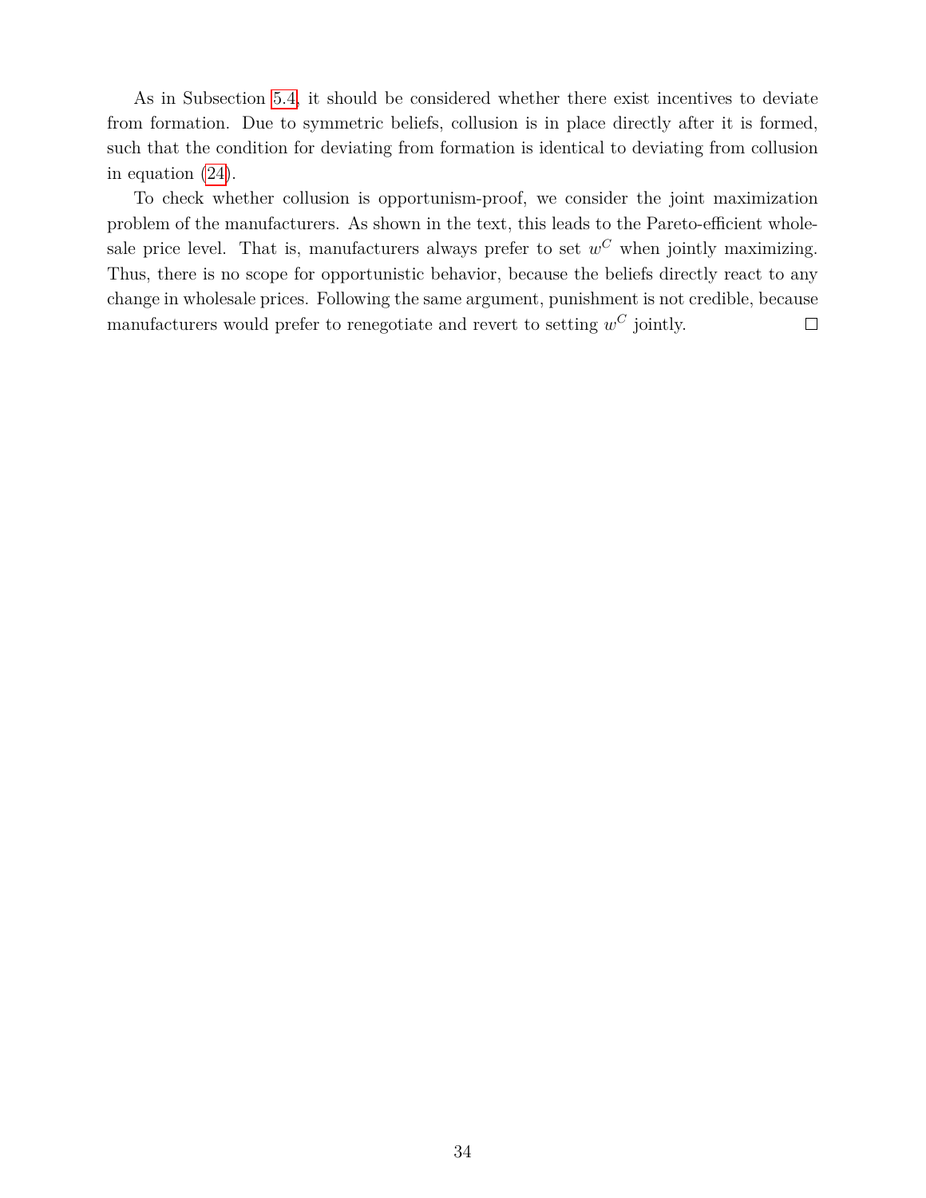As in Subsection 5.4, it should be considered whether there exist incentives to deviate from formation. Due to symmetric beliefs, collusion is in place directly after it is formed, such that the condition for deviating from formation is identical to deviating from collusion in equation (24).

To check whether collusion is opportunism-proof, we consider the joint maximization problem of the manufacturers. As shown in the text, this leads to the Pareto-efficient wholesale price level. That is, manufacturers always prefer to set $w^C$ when jointly maximizing. Thus, there is no scope for opportunistic behavior, because the beliefs directly react to any change in wholesale prices. Following the same argument, punishment is not credible, because manufacturers would prefer to renegotiate and revert to setting $w^C$ jointly. □